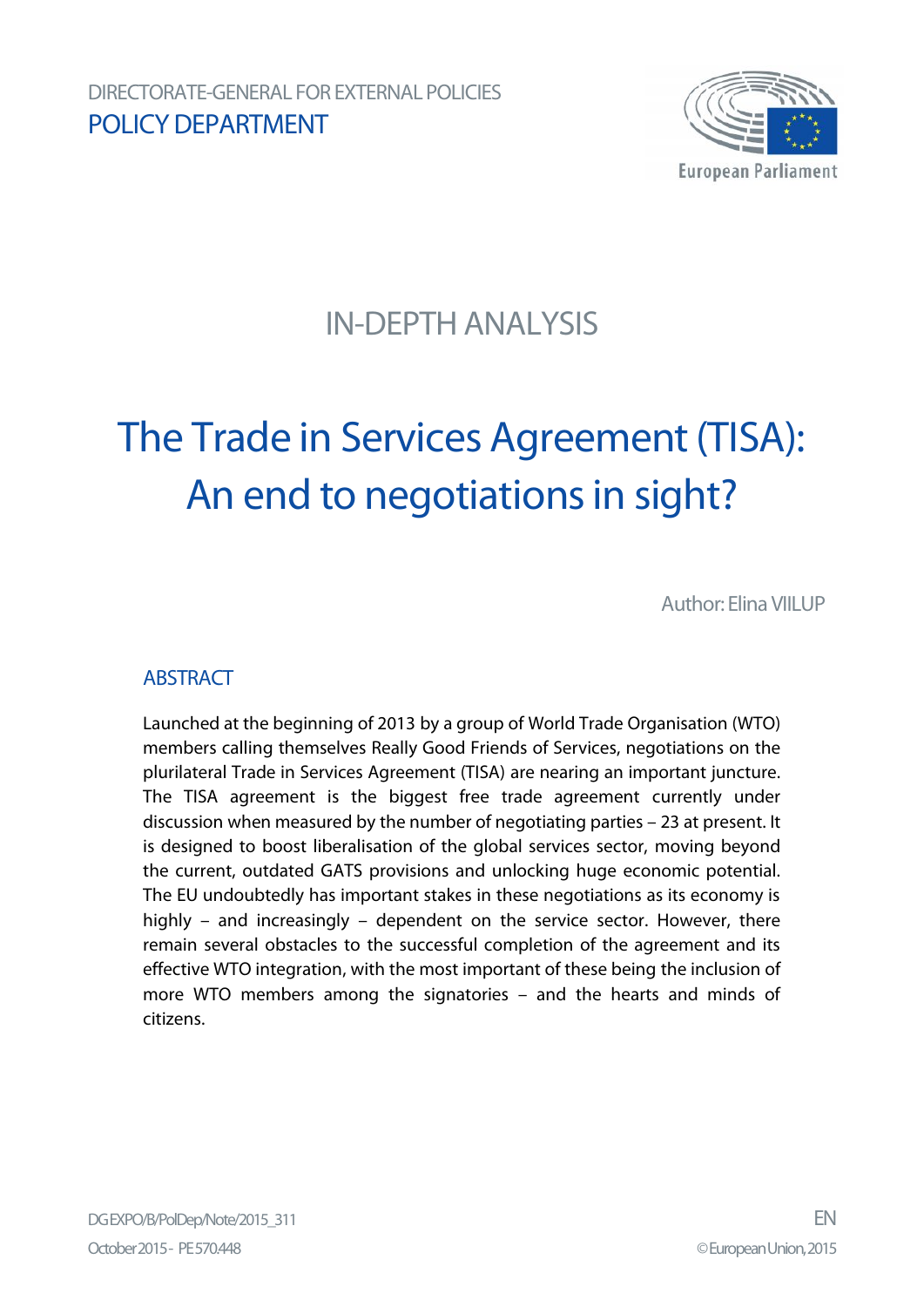DIRECTORATE-GENERAL FOR EXTERNAL POLICIES

POLICY DEPARTMENT

European Parliament

IN-DEPTH ANALYSIS

# The Trade in Services Agreement (TISA): An end to negotiations in sight?

Author: Elina VIILUP

## ABSTRACT

Launched at the beginning of 2013 by a group of World Trade Organisation (WTO) members calling themselves Really Good Friends of Services, negotiations on the plurilateral Trade in Services Agreement (TISA) are nearing an important juncture. The TISA agreement is the biggest free trade agreement currently under discussion when measured by the number of negotiating parties – 23 at present. It is designed to boost liberalisation of the global services sector, moving beyond the current, outdated GATS provisions and unlocking huge economic potential. The EU undoubtedly has important stakes in these negotiations as its economy is highly – and increasingly – dependent on the service sector. However, there remain several obstacles to the successful completion of the agreement and its effective WTO integration, with the most important of these being the inclusion of more WTO members among the signatories – and the hearts and minds of citizens.

DG EXPO/B/PolDep/Note/2015_311

October 2015 - PE 570.448

EN

© European Union, 2015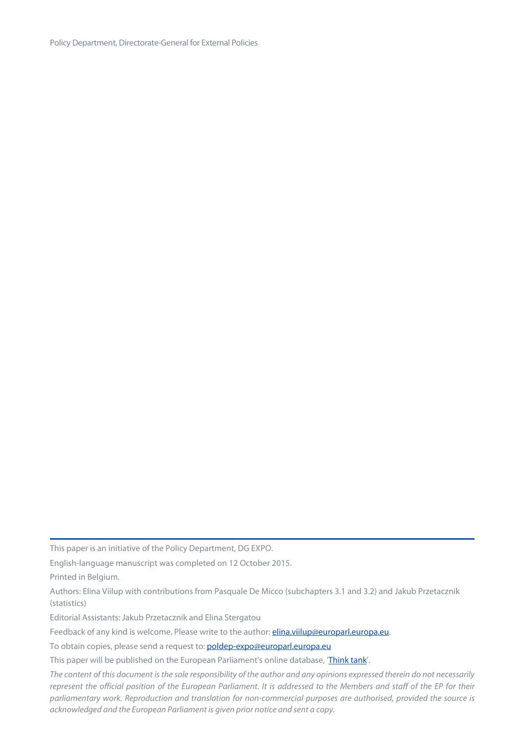This paper is an initiative of the Policy Department, DG EXPO.

English-language manuscript was completed on 12 October 2015.

Printed in Belgium.

Authors: Elina Viilup with contributions from Pasquale De Micco (subchapters 3.1 and 3.2) and Jakub Przetacznik (statistics)

Editorial Assistants: Jakub Przetacznik and Elina Stergatou

Feedback of any kind is welcome. Please write to the author: elina.viilup@europarl.europa.eu.

To obtain copies, please send a request to: poldep-expo@europarl.europa.eu

This paper will be published on the European Parliament's online database, 'Think tank'.

*The content of this document is the sole responsibility of the author and any opinions expressed therein do not necessarily represent the official position of the European Parliament. It is addressed to the Members and staff of the EP for their parliamentary work. Reproduction and translation for non-commercial purposes are authorised, provided the source is acknowledged and the European Parliament is given prior notice and sent a copy.*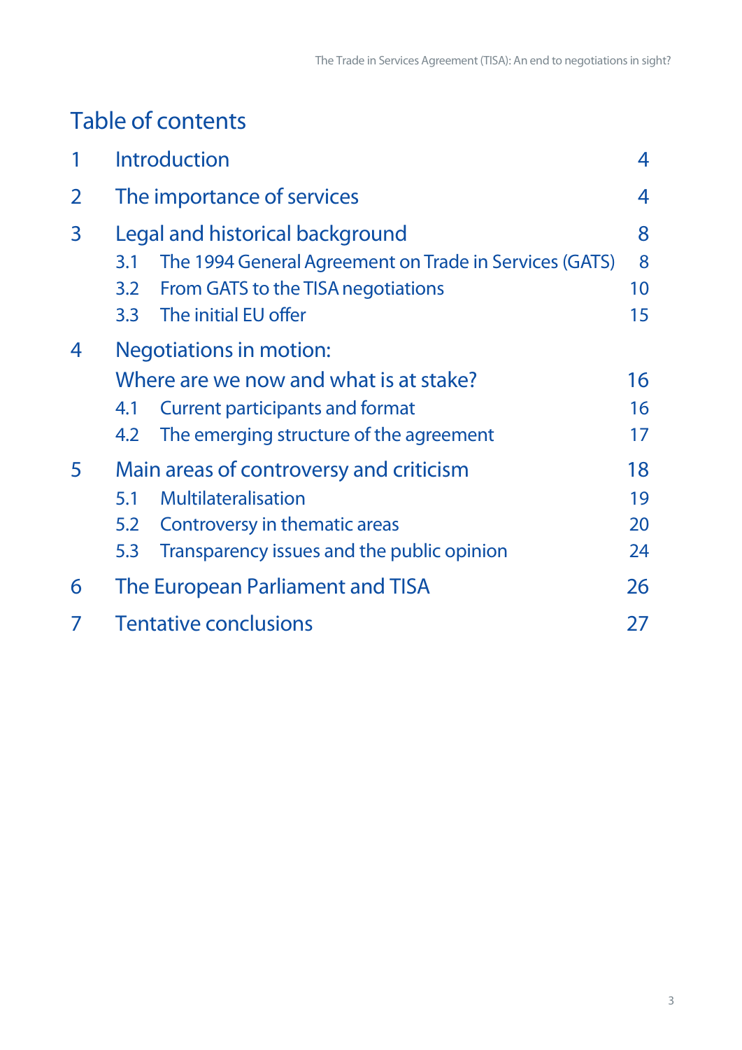# Table of contents

| | | |
|---|---|---|
| 1 | Introduction | 4 |
| 2 | The importance of services | 4 |
| 3 | Legal and historical background | 8 |
| | 3.1 The 1994 General Agreement on Trade in Services (GATS) | 8 |
| | 3.2 From GATS to the TISA negotiations | 10 |
| | 3.3 The initial EU offer | 15 |
| 4 | Negotiations in motion: Where are we now and what is at stake? | 16 |
| | 4.1 Current participants and format | 16 |
| | 4.2 The emerging structure of the agreement | 17 |
| 5 | Main areas of controversy and criticism | 18 |
| | 5.1 Multilateralisation | 19 |
| | 5.2 Controversy in thematic areas | 20 |
| | 5.3 Transparency issues and the public opinion | 24 |
| 6 | The European Parliament and TISA | 26 |
| 7 | Tentative conclusions | 27 |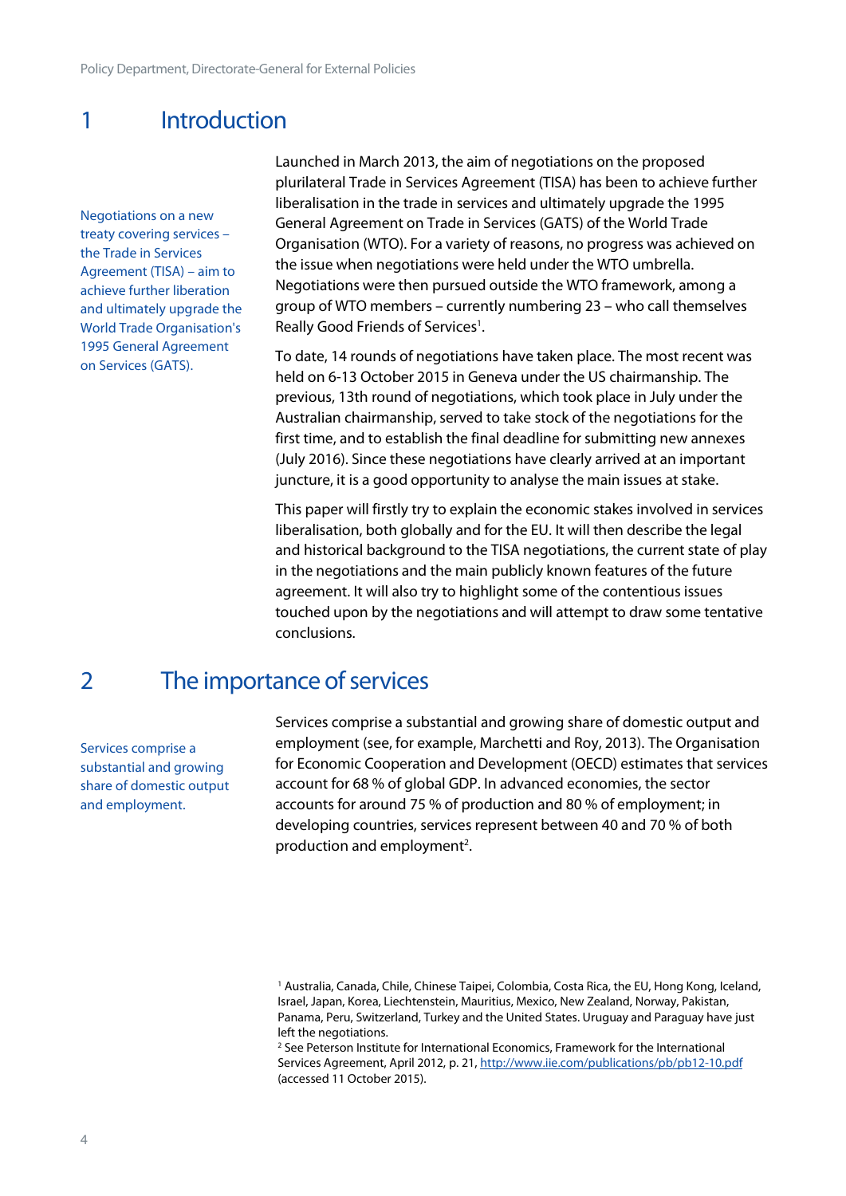# 1 Introduction

Negotiations on a new treaty covering services – the Trade in Services Agreement (TISA) – aim to achieve further liberation and ultimately upgrade the World Trade Organisation's 1995 General Agreement on Services (GATS).

Launched in March 2013, the aim of negotiations on the proposed plurilateral Trade in Services Agreement (TISA) has been to achieve further liberalisation in the trade in services and ultimately upgrade the 1995 General Agreement on Trade in Services (GATS) of the World Trade Organisation (WTO). For a variety of reasons, no progress was achieved on the issue when negotiations were held under the WTO umbrella. Negotiations were then pursued outside the WTO framework, among a group of WTO members – currently numbering 23 – who call themselves Really Good Friends of Services[1].

To date, 14 rounds of negotiations have taken place. The most recent was held on 6-13 October 2015 in Geneva under the US chairmanship. The previous, 13th round of negotiations, which took place in July under the Australian chairmanship, served to take stock of the negotiations for the first time, and to establish the final deadline for submitting new annexes (July 2016). Since these negotiations have clearly arrived at an important juncture, it is a good opportunity to analyse the main issues at stake.

This paper will firstly try to explain the economic stakes involved in services liberalisation, both globally and for the EU. It will then describe the legal and historical background to the TISA negotiations, the current state of play in the negotiations and the main publicly known features of the future agreement. It will also try to highlight some of the contentious issues touched upon by the negotiations and will attempt to draw some tentative conclusions.

# 2 The importance of services

Services comprise a substantial and growing share of domestic output and employment.

Services comprise a substantial and growing share of domestic output and employment (see, for example, Marchetti and Roy, 2013). The Organisation for Economic Cooperation and Development (OECD) estimates that services account for 68 % of global GDP. In advanced economies, the sector accounts for around 75 % of production and 80 % of employment; in developing countries, services represent between 40 and 70 % of both production and employment[2].

[1] Australia, Canada, Chile, Chinese Taipei, Colombia, Costa Rica, the EU, Hong Kong, Iceland, Israel, Japan, Korea, Liechtenstein, Mauritius, Mexico, New Zealand, Norway, Pakistan, Panama, Peru, Switzerland, Turkey and the United States. Uruguay and Paraguay have just left the negotiations.

[2] See Peterson Institute for International Economics, Framework for the International Services Agreement, April 2012, p. 21, http://www.iie.com/publications/pb/pb12-10.pdf (accessed 11 October 2015).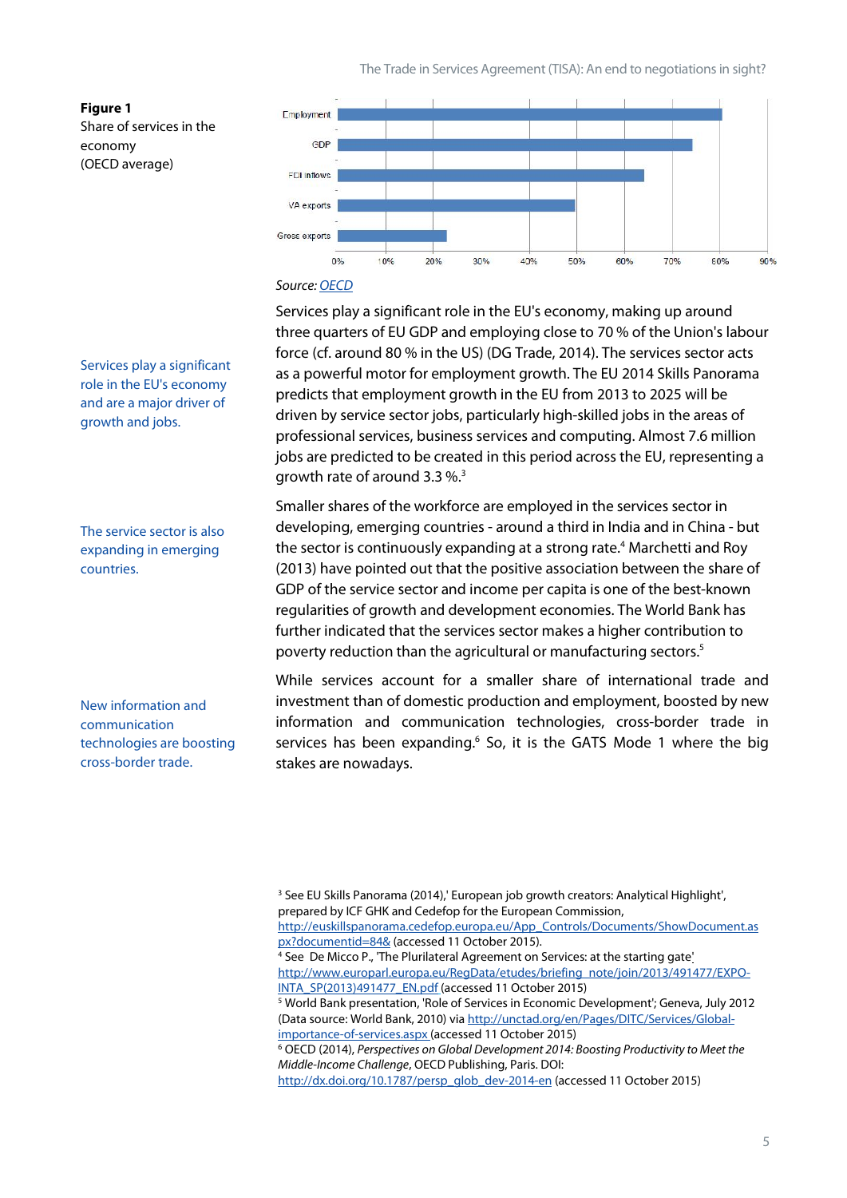**Figure 1**
Share of services in the economy
(OECD average)

Source: [OECD](OECD)

Services play a significant role in the EU's economy and are a major driver of growth and jobs.

Services play a significant role in the EU's economy, making up around three quarters of EU GDP and employing close to 70 % of the Union's labour force (cf. around 80 % in the US) (DG Trade, 2014). The services sector acts as a powerful motor for employment growth. The EU 2014 Skills Panorama predicts that employment growth in the EU from 2013 to 2025 will be driven by service sector jobs, particularly high-skilled jobs in the areas of professional services, business services and computing. Almost 7.6 million jobs are predicted to be created in this period across the EU, representing a growth rate of around 3.3 %.[3]

The service sector is also expanding in emerging countries.

Smaller shares of the workforce are employed in the services sector in developing, emerging countries - around a third in India and in China - but the sector is continuously expanding at a strong rate.[4] Marchetti and Roy (2013) have pointed out that the positive association between the share of GDP of the service sector and income per capita is one of the best-known regularities of growth and development economies. The World Bank has further indicated that the services sector makes a higher contribution to poverty reduction than the agricultural or manufacturing sectors.[5]

New information and communication technologies are boosting cross-border trade.

While services account for a smaller share of international trade and investment than of domestic production and employment, boosted by new information and communication technologies, cross-border trade in services has been expanding.[6] So, it is the GATS Mode 1 where the big stakes are nowadays.

---

[3] See EU Skills Panorama (2014),' European job growth creators: Analytical Highlight', prepared by ICF GHK and Cedefop for the European Commission, http://euskillspanorama.cedefop.europa.eu/App_Controls/Documents/ShowDocument.aspx?documentid=84& (accessed 11 October 2015).

[4] See De Micco P., 'The Plurilateral Agreement on Services: at the starting gate' http://www.europarl.europa.eu/RegData/etudes/briefing_note/join/2013/491477/EXPO-INTA_SP(2013)491477_EN.pdf (accessed 11 October 2015)

[5] World Bank presentation, 'Role of Services in Economic Development'; Geneva, July 2012 (Data source: World Bank, 2010) via http://unctad.org/en/Pages/DITC/Services/Global-importance-of-services.aspx (accessed 11 October 2015)

[6] OECD (2014), *Perspectives on Global Development 2014: Boosting Productivity to Meet the Middle-Income Challenge*, OECD Publishing, Paris. DOI: http://dx.doi.org/10.1787/persp_glob_dev-2014-en (accessed 11 October 2015)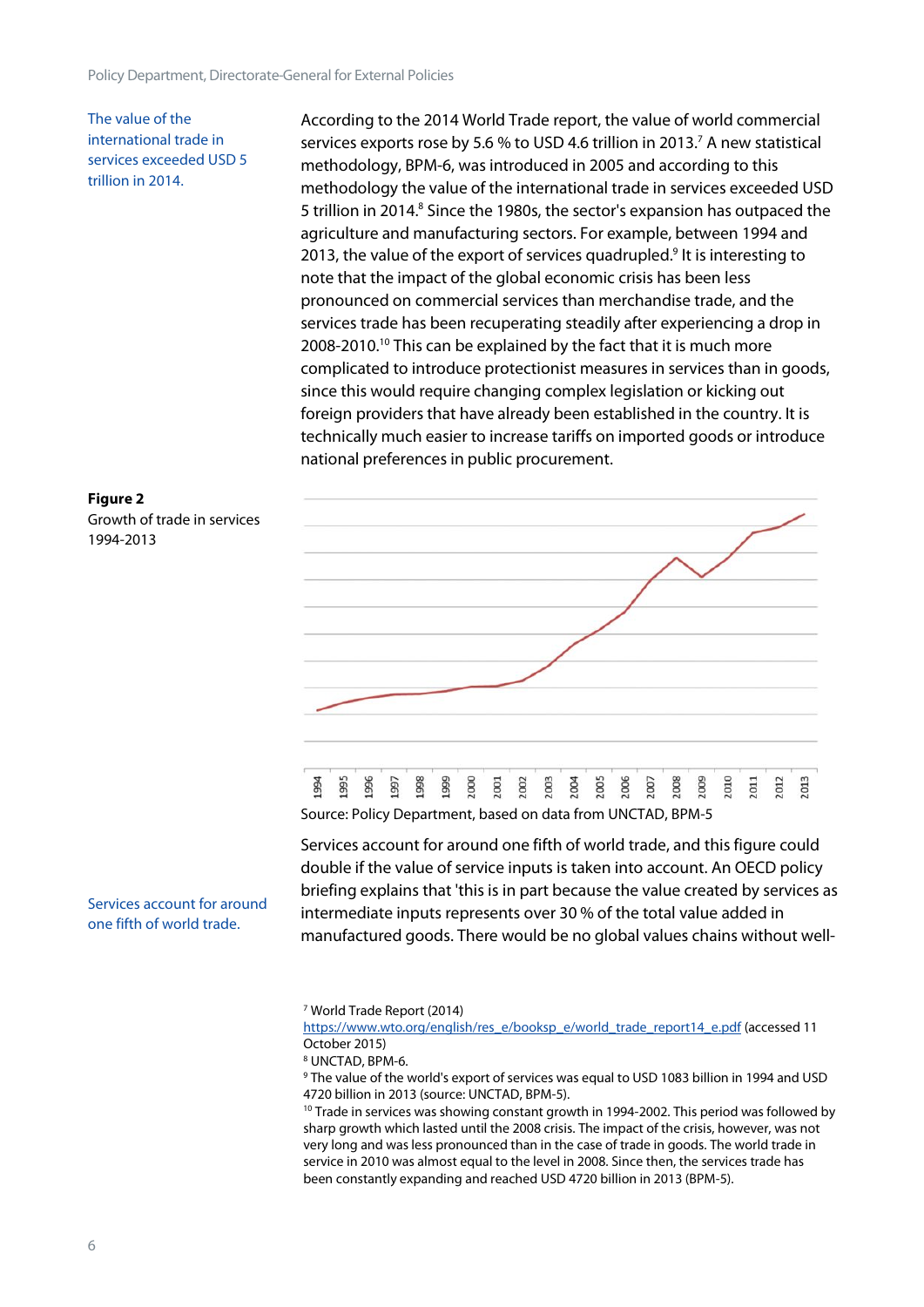The value of the international trade in services exceeded USD 5 trillion in 2014.

According to the 2014 World Trade report, the value of world commercial services exports rose by 5.6 % to USD 4.6 trillion in 2013.[7] A new statistical methodology, BPM-6, was introduced in 2005 and according to this methodology the value of the international trade in services exceeded USD 5 trillion in 2014.[8] Since the 1980s, the sector's expansion has outpaced the agriculture and manufacturing sectors. For example, between 1994 and 2013, the value of the export of services quadrupled.[9] It is interesting to note that the impact of the global economic crisis has been less pronounced on commercial services than merchandise trade, and the services trade has been recuperating steadily after experiencing a drop in 2008-2010.[10] This can be explained by the fact that it is much more complicated to introduce protectionist measures in services than in goods, since this would require changing complex legislation or kicking out foreign providers that have already been established in the country. It is technically much easier to increase tariffs on imported goods or introduce national preferences in public procurement.

**Figure 2**
Growth of trade in services 1994-2013

Source: Policy Department, based on data from UNCTAD, BPM-5

Services account for around one fifth of world trade.

Services account for around one fifth of world trade, and this figure could double if the value of service inputs is taken into account. An OECD policy briefing explains that 'this is in part because the value created by services as intermediate inputs represents over 30 % of the total value added in manufactured goods. There would be no global values chains without well-

[7] World Trade Report (2014) https://www.wto.org/english/res_e/booksp_e/world_trade_report14_e.pdf (accessed 11 October 2015)

[8] UNCTAD, BPM-6.

[9] The value of the world's export of services was equal to USD 1083 billion in 1994 and USD 4720 billion in 2013 (source: UNCTAD, BPM-5).

[10] Trade in services was showing constant growth in 1994-2002. This period was followed by sharp growth which lasted until the 2008 crisis. The impact of the crisis, however, was not very long and was less pronounced than in the case of trade in goods. The world trade in service in 2010 was almost equal to the level in 2008. Since then, the services trade has been constantly expanding and reached USD 4720 billion in 2013 (BPM-5).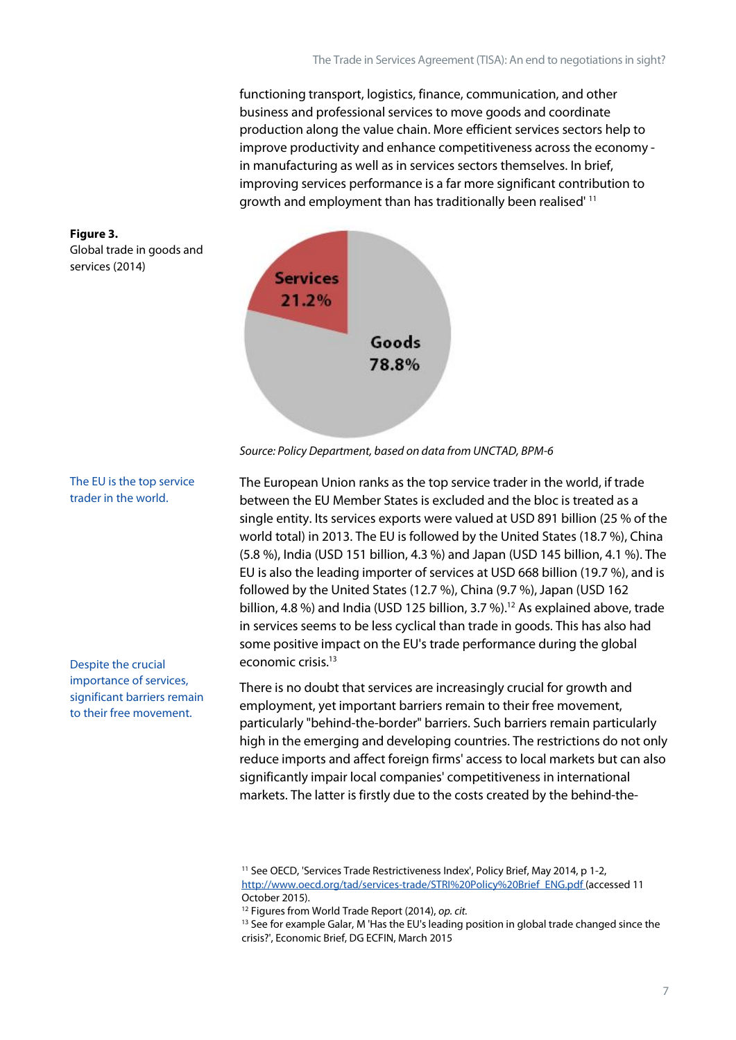functioning transport, logistics, finance, communication, and other business and professional services to move goods and coordinate production along the value chain. More efficient services sectors help to improve productivity and enhance competitiveness across the economy - in manufacturing as well as in services sectors themselves. In brief, improving services performance is a far more significant contribution to growth and employment than has traditionally been realised' [11]

**Figure 3.**
Global trade in goods and services (2014)

Services 21.2%

Goods 78.8%

*Source: Policy Department, based on data from UNCTAD, BPM-6*

The EU is the top service trader in the world.

The European Union ranks as the top service trader in the world, if trade between the EU Member States is excluded and the bloc is treated as a single entity. Its services exports were valued at USD 891 billion (25 % of the world total) in 2013. The EU is followed by the United States (18.7 %), China (5.8 %), India (USD 151 billion, 4.3 %) and Japan (USD 145 billion, 4.1 %). The EU is also the leading importer of services at USD 668 billion (19.7 %), and is followed by the United States (12.7 %), China (9.7 %), Japan (USD 162 billion, 4.8 %) and India (USD 125 billion, 3.7 %).[12] As explained above, trade in services seems to be less cyclical than trade in goods. This has also had some positive impact on the EU's trade performance during the global economic crisis.[13]

Despite the crucial importance of services, significant barriers remain to their free movement.

There is no doubt that services are increasingly crucial for growth and employment, yet important barriers remain to their free movement, particularly "behind-the-border" barriers. Such barriers remain particularly high in the emerging and developing countries. The restrictions do not only reduce imports and affect foreign firms' access to local markets but can also significantly impair local companies' competitiveness in international markets. The latter is firstly due to the costs created by the behind-the-

[11] See OECD, 'Services Trade Restrictiveness Index', Policy Brief, May 2014, p 1-2, http://www.oecd.org/tad/services-trade/STRI%20Policy%20Brief_ENG.pdf (accessed 11 October 2015).
[12] Figures from World Trade Report (2014), *op. cit.*
[13] See for example Galar, M 'Has the EU's leading position in global trade changed since the crisis?', Economic Brief, DG ECFIN, March 2015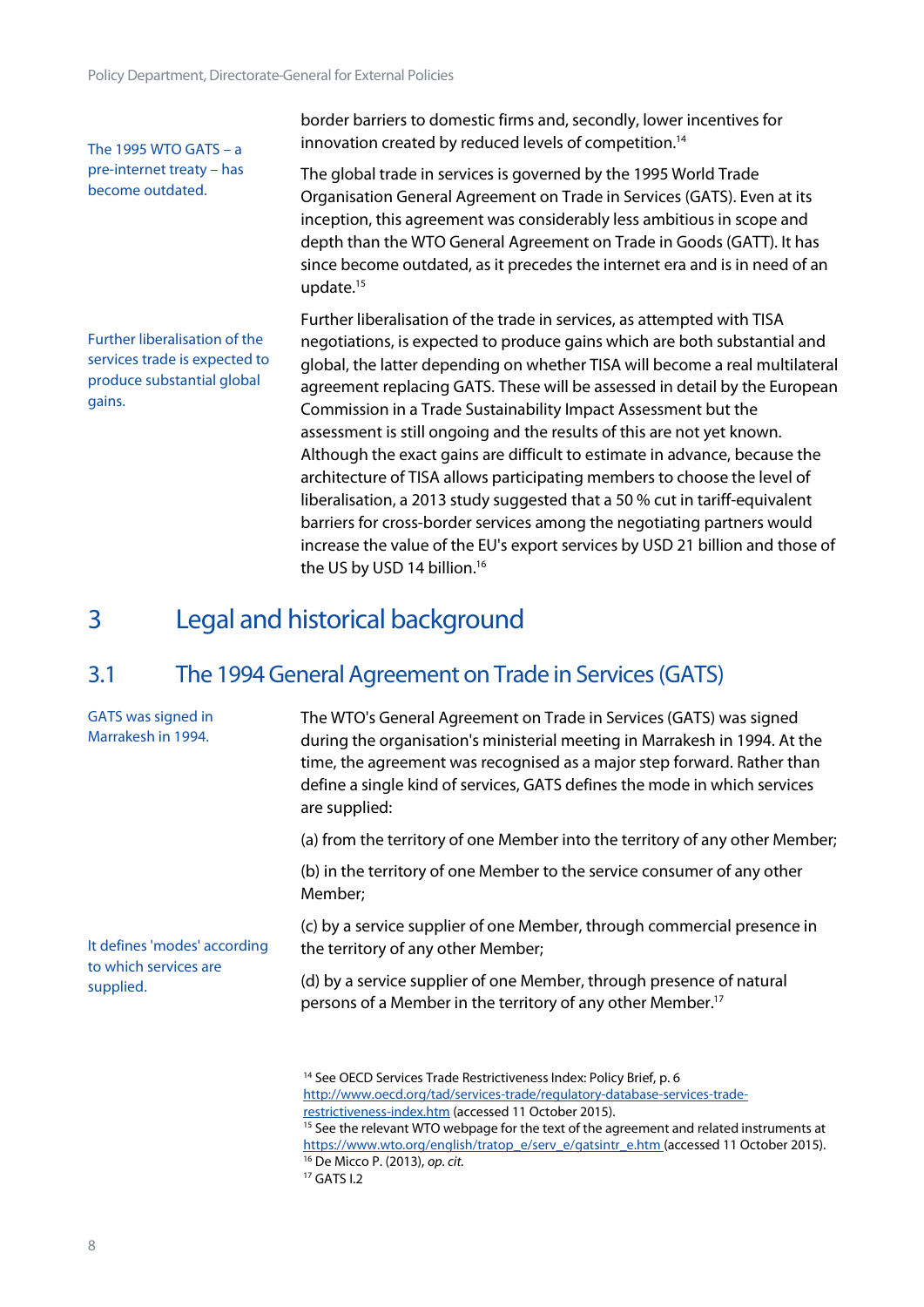border barriers to domestic firms and, secondly, lower incentives for innovation created by reduced levels of competition.[14]

The 1995 WTO GATS – a pre-internet treaty – has become outdated.

The global trade in services is governed by the 1995 World Trade Organisation General Agreement on Trade in Services (GATS). Even at its inception, this agreement was considerably less ambitious in scope and depth than the WTO General Agreement on Trade in Goods (GATT). It has since become outdated, as it precedes the internet era and is in need of an update.[15]

Further liberalisation of the services trade is expected to produce substantial global gains.

Further liberalisation of the trade in services, as attempted with TISA negotiations, is expected to produce gains which are both substantial and global, the latter depending on whether TISA will become a real multilateral agreement replacing GATS. These will be assessed in detail by the European Commission in a Trade Sustainability Impact Assessment but the assessment is still ongoing and the results of this are not yet known. Although the exact gains are difficult to estimate in advance, because the architecture of TISA allows participating members to choose the level of liberalisation, a 2013 study suggested that a 50 % cut in tariff-equivalent barriers for cross-border services among the negotiating partners would increase the value of the EU's export services by USD 21 billion and those of the US by USD 14 billion.[16]

# 3 Legal and historical background

## 3.1 The 1994 General Agreement on Trade in Services (GATS)

GATS was signed in Marrakesh in 1994.

The WTO's General Agreement on Trade in Services (GATS) was signed during the organisation's ministerial meeting in Marrakesh in 1994. At the time, the agreement was recognised as a major step forward. Rather than define a single kind of services, GATS defines the mode in which services are supplied:

It defines 'modes' according to which services are supplied.

(a) from the territory of one Member into the territory of any other Member;

(b) in the territory of one Member to the service consumer of any other Member;

(c) by a service supplier of one Member, through commercial presence in the territory of any other Member;

(d) by a service supplier of one Member, through presence of natural persons of a Member in the territory of any other Member.[17]

---

[14] See OECD Services Trade Restrictiveness Index: Policy Brief, p. 6 http://www.oecd.org/tad/services-trade/regulatory-database-services-trade-restrictiveness-index.htm (accessed 11 October 2015).

[15] See the relevant WTO webpage for the text of the agreement and related instruments at https://www.wto.org/english/tratop_e/serv_e/gatsintr_e.htm (accessed 11 October 2015).

[16] De Micco P. (2013), *op. cit.*

[17] GATS I.2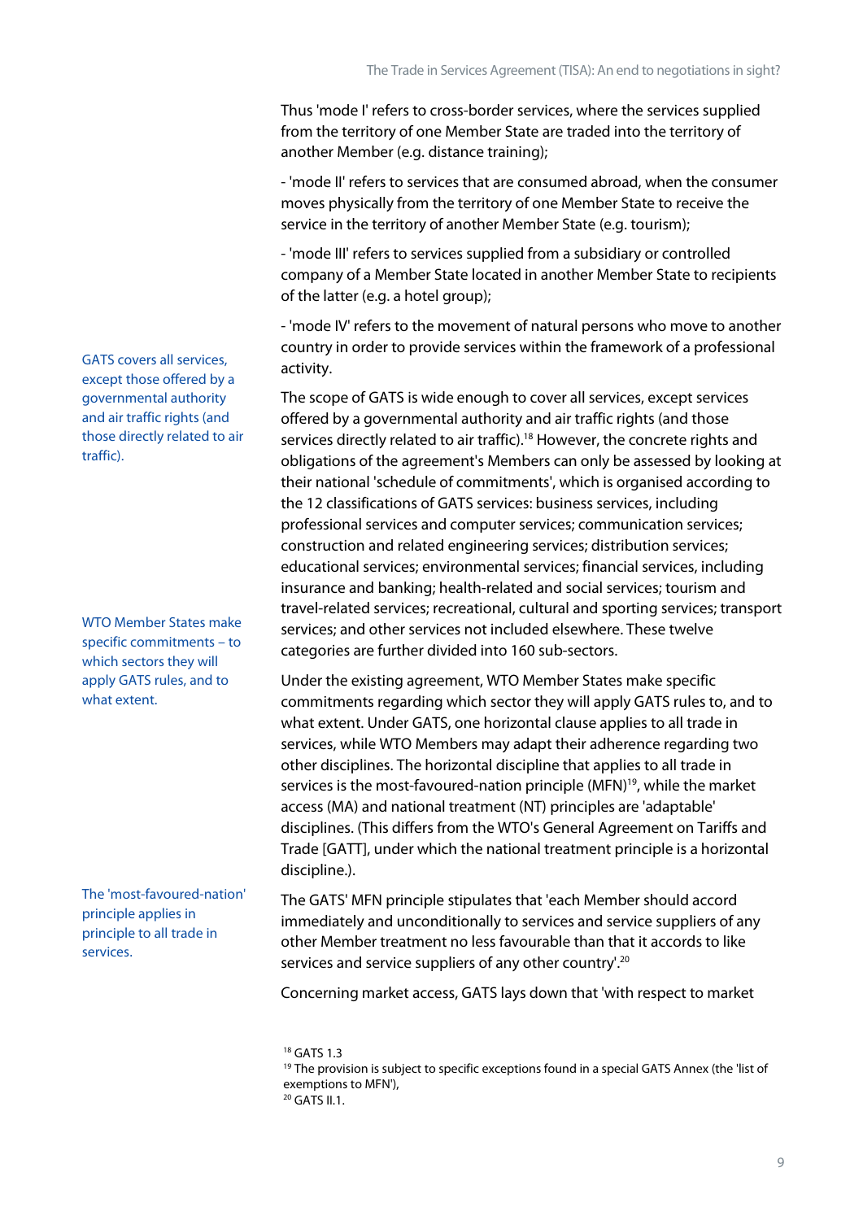Thus 'mode I' refers to cross-border services, where the services supplied from the territory of one Member State are traded into the territory of another Member (e.g. distance training);

- 'mode II' refers to services that are consumed abroad, when the consumer moves physically from the territory of one Member State to receive the service in the territory of another Member State (e.g. tourism);

- 'mode III' refers to services supplied from a subsidiary or controlled company of a Member State located in another Member State to recipients of the latter (e.g. a hotel group);

- 'mode IV' refers to the movement of natural persons who move to another country in order to provide services within the framework of a professional activity.

GATS covers all services, except those offered by a governmental authority and air traffic rights (and those directly related to air traffic).

The scope of GATS is wide enough to cover all services, except services offered by a governmental authority and air traffic rights (and those services directly related to air traffic).[18] However, the concrete rights and obligations of the agreement's Members can only be assessed by looking at their national 'schedule of commitments', which is organised according to the 12 classifications of GATS services: business services, including professional services and computer services; communication services; construction and related engineering services; distribution services; educational services; environmental services; financial services, including insurance and banking; health-related and social services; tourism and travel-related services; recreational, cultural and sporting services; transport services; and other services not included elsewhere. These twelve categories are further divided into 160 sub-sectors.

WTO Member States make specific commitments – to which sectors they will apply GATS rules, and to what extent.

Under the existing agreement, WTO Member States make specific commitments regarding which sector they will apply GATS rules to, and to what extent. Under GATS, one horizontal clause applies to all trade in services, while WTO Members may adapt their adherence regarding two other disciplines. The horizontal discipline that applies to all trade in services is the most-favoured-nation principle (MFN)[19], while the market access (MA) and national treatment (NT) principles are 'adaptable' disciplines. (This differs from the WTO's General Agreement on Tariffs and Trade [GATT], under which the national treatment principle is a horizontal discipline.).

The 'most-favoured-nation' principle applies in principle to all trade in services.

The GATS' MFN principle stipulates that 'each Member should accord immediately and unconditionally to services and service suppliers of any other Member treatment no less favourable than that it accords to like services and service suppliers of any other country'.[20]

Concerning market access, GATS lays down that 'with respect to market

[18] GATS 1.3

[19] The provision is subject to specific exceptions found in a special GATS Annex (the 'list of exemptions to MFN'),

[20] GATS II.1.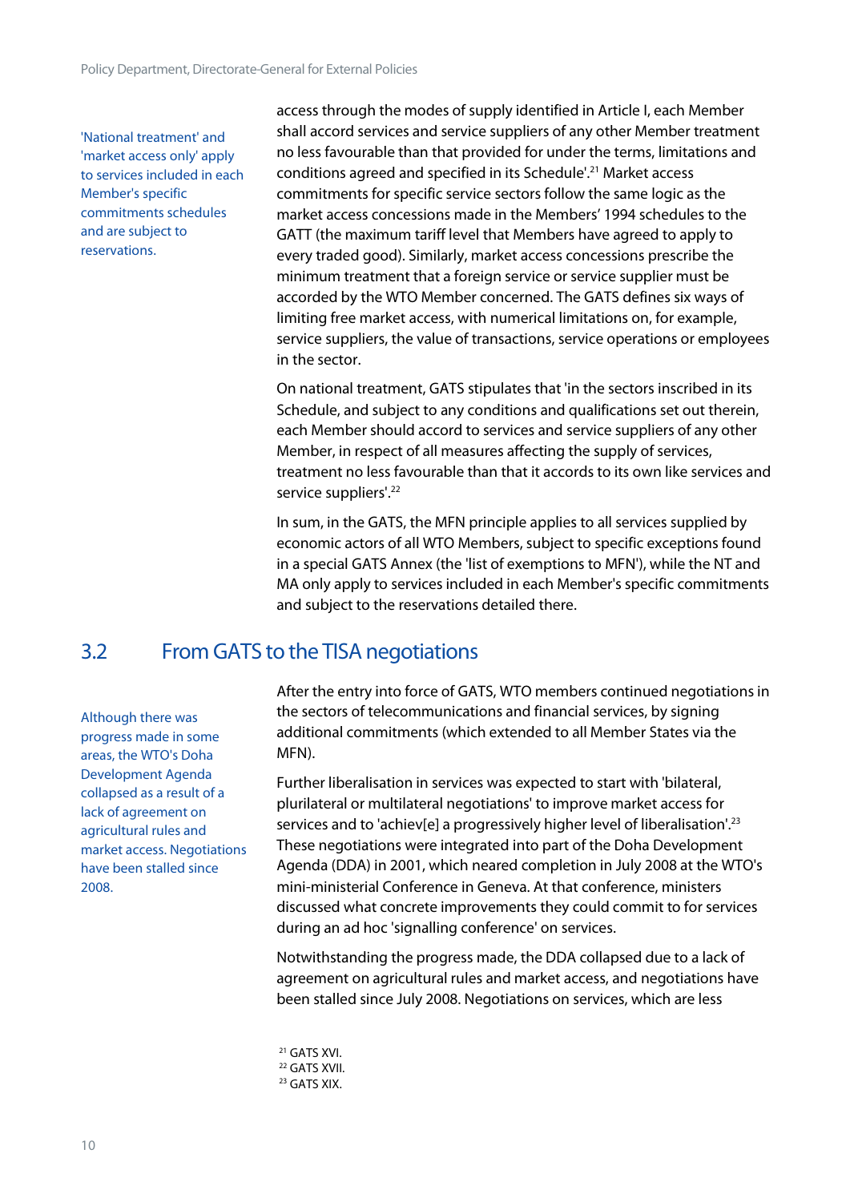'National treatment' and 'market access only' apply to services included in each Member's specific commitments schedules and are subject to reservations.

access through the modes of supply identified in Article I, each Member shall accord services and service suppliers of any other Member treatment no less favourable than that provided for under the terms, limitations and conditions agreed and specified in its Schedule'.[21] Market access commitments for specific service sectors follow the same logic as the market access concessions made in the Members' 1994 schedules to the GATT (the maximum tariff level that Members have agreed to apply to every traded good). Similarly, market access concessions prescribe the minimum treatment that a foreign service or service supplier must be accorded by the WTO Member concerned. The GATS defines six ways of limiting free market access, with numerical limitations on, for example, service suppliers, the value of transactions, service operations or employees in the sector.

On national treatment, GATS stipulates that 'in the sectors inscribed in its Schedule, and subject to any conditions and qualifications set out therein, each Member should accord to services and service suppliers of any other Member, in respect of all measures affecting the supply of services, treatment no less favourable than that it accords to its own like services and service suppliers'.[22]

In sum, in the GATS, the MFN principle applies to all services supplied by economic actors of all WTO Members, subject to specific exceptions found in a special GATS Annex (the 'list of exemptions to MFN'), while the NT and MA only apply to services included in each Member's specific commitments and subject to the reservations detailed there.

## 3.2 From GATS to the TISA negotiations

Although there was progress made in some areas, the WTO's Doha Development Agenda collapsed as a result of a lack of agreement on agricultural rules and market access. Negotiations have been stalled since 2008.

After the entry into force of GATS, WTO members continued negotiations in the sectors of telecommunications and financial services, by signing additional commitments (which extended to all Member States via the MFN).

Further liberalisation in services was expected to start with 'bilateral, plurilateral or multilateral negotiations' to improve market access for services and to 'achiev[e] a progressively higher level of liberalisation'.[23] These negotiations were integrated into part of the Doha Development Agenda (DDA) in 2001, which neared completion in July 2008 at the WTO's mini-ministerial Conference in Geneva. At that conference, ministers discussed what concrete improvements they could commit to for services during an ad hoc 'signalling conference' on services.

Notwithstanding the progress made, the DDA collapsed due to a lack of agreement on agricultural rules and market access, and negotiations have been stalled since July 2008. Negotiations on services, which are less

[21] GATS XVI.
[22] GATS XVII.
[23] GATS XIX.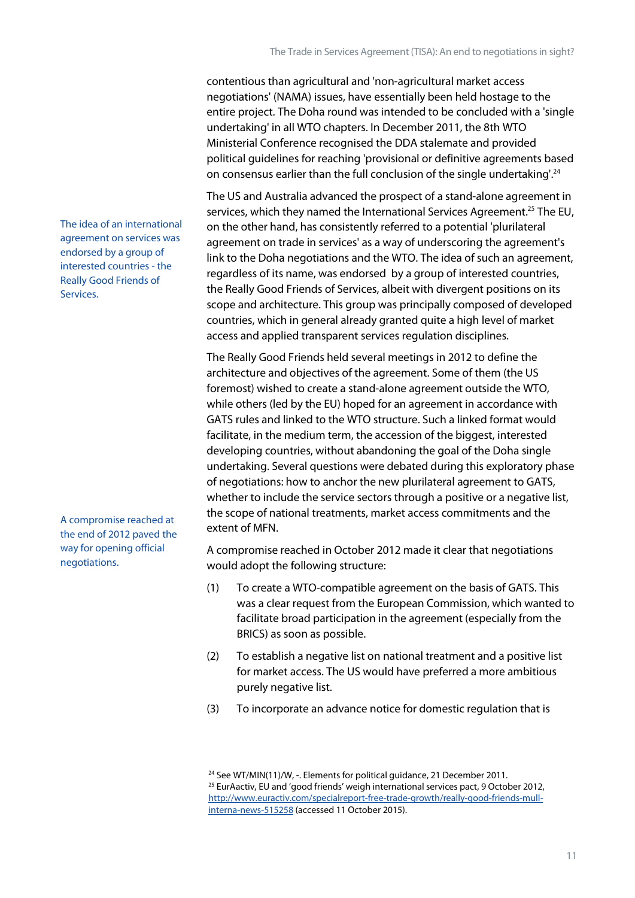contentious than agricultural and 'non-agricultural market access negotiations' (NAMA) issues, have essentially been held hostage to the entire project. The Doha round was intended to be concluded with a 'single undertaking' in all WTO chapters. In December 2011, the 8th WTO Ministerial Conference recognised the DDA stalemate and provided political guidelines for reaching 'provisional or definitive agreements based on consensus earlier than the full conclusion of the single undertaking'.[24]

The idea of an international agreement on services was endorsed by a group of interested countries - the Really Good Friends of Services.

The US and Australia advanced the prospect of a stand-alone agreement in services, which they named the International Services Agreement.[25] The EU, on the other hand, has consistently referred to a potential 'plurilateral agreement on trade in services' as a way of underscoring the agreement's link to the Doha negotiations and the WTO. The idea of such an agreement, regardless of its name, was endorsed by a group of interested countries, the Really Good Friends of Services, albeit with divergent positions on its scope and architecture. This group was principally composed of developed countries, which in general already granted quite a high level of market access and applied transparent services regulation disciplines.

The Really Good Friends held several meetings in 2012 to define the architecture and objectives of the agreement. Some of them (the US foremost) wished to create a stand-alone agreement outside the WTO, while others (led by the EU) hoped for an agreement in accordance with GATS rules and linked to the WTO structure. Such a linked format would facilitate, in the medium term, the accession of the biggest, interested developing countries, without abandoning the goal of the Doha single undertaking. Several questions were debated during this exploratory phase of negotiations: how to anchor the new plurilateral agreement to GATS, whether to include the service sectors through a positive or a negative list, the scope of national treatments, market access commitments and the extent of MFN.

A compromise reached at the end of 2012 paved the way for opening official negotiations.

A compromise reached in October 2012 made it clear that negotiations would adopt the following structure:

(1) To create a WTO-compatible agreement on the basis of GATS. This was a clear request from the European Commission, which wanted to facilitate broad participation in the agreement (especially from the BRICS) as soon as possible.

(2) To establish a negative list on national treatment and a positive list for market access. The US would have preferred a more ambitious purely negative list.

(3) To incorporate an advance notice for domestic regulation that is

[24] See WT/MIN(11)/W, -. Elements for political guidance, 21 December 2011.

[25] EurAactiv, EU and 'good friends' weigh international services pact, 9 October 2012, http://www.euractiv.com/specialreport-free-trade-growth/really-good-friends-mull-interna-news-515258 (accessed 11 October 2015).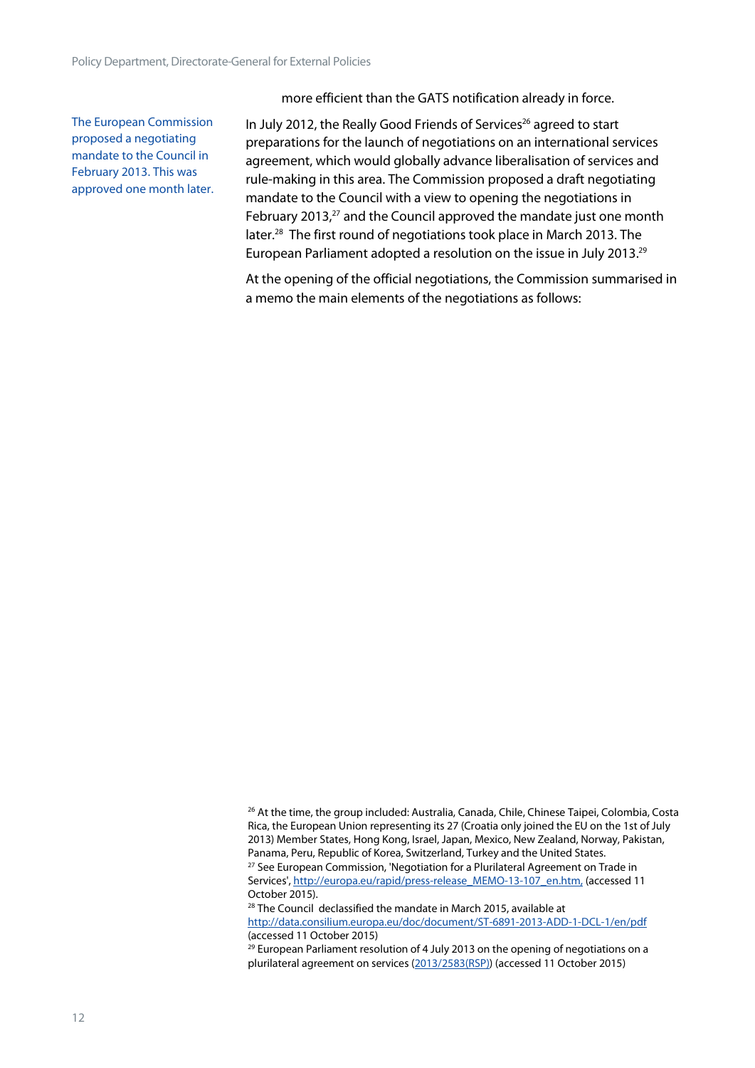more efficient than the GATS notification already in force.

The European Commission proposed a negotiating mandate to the Council in February 2013. This was approved one month later.

In July 2012, the Really Good Friends of Services[26] agreed to start preparations for the launch of negotiations on an international services agreement, which would globally advance liberalisation of services and rule-making in this area. The Commission proposed a draft negotiating mandate to the Council with a view to opening the negotiations in February 2013,[27] and the Council approved the mandate just one month later.[28] The first round of negotiations took place in March 2013. The European Parliament adopted a resolution on the issue in July 2013.[29]

At the opening of the official negotiations, the Commission summarised in a memo the main elements of the negotiations as follows:

[26] At the time, the group included: Australia, Canada, Chile, Chinese Taipei, Colombia, Costa Rica, the European Union representing its 27 (Croatia only joined the EU on the 1st of July 2013) Member States, Hong Kong, Israel, Japan, Mexico, New Zealand, Norway, Pakistan, Panama, Peru, Republic of Korea, Switzerland, Turkey and the United States.

[27] See European Commission, 'Negotiation for a Plurilateral Agreement on Trade in Services', http://europa.eu/rapid/press-release_MEMO-13-107_en.htm, (accessed 11 October 2015).

[28] The Council declassified the mandate in March 2015, available at http://data.consilium.europa.eu/doc/document/ST-6891-2013-ADD-1-DCL-1/en/pdf (accessed 11 October 2015)

[29] European Parliament resolution of 4 July 2013 on the opening of negotiations on a plurilateral agreement on services (2013/2583(RSP)) (accessed 11 October 2015)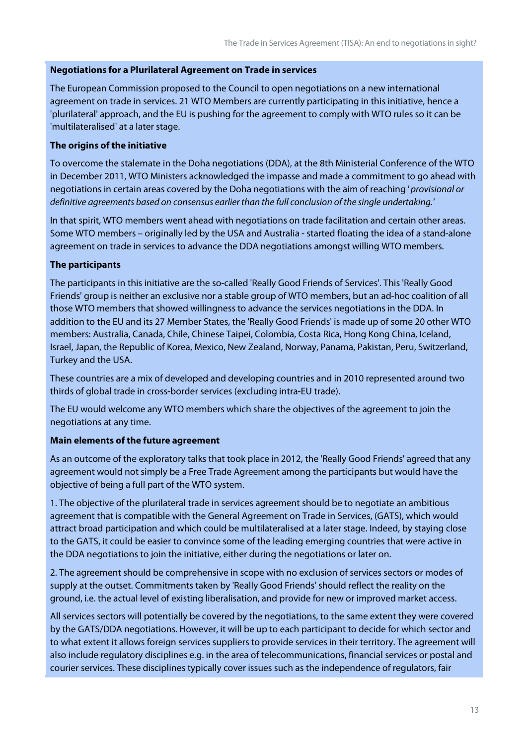**Negotiations for a Plurilateral Agreement on Trade in services**

The European Commission proposed to the Council to open negotiations on a new international agreement on trade in services. 21 WTO Members are currently participating in this initiative, hence a 'plurilateral' approach, and the EU is pushing for the agreement to comply with WTO rules so it can be 'multilateralised' at a later stage.

**The origins of the initiative**

To overcome the stalemate in the Doha negotiations (DDA), at the 8th Ministerial Conference of the WTO in December 2011, WTO Ministers acknowledged the impasse and made a commitment to go ahead with negotiations in certain areas covered by the Doha negotiations with the aim of reaching '*provisional or definitive agreements based on consensus earlier than the full conclusion of the single undertaking.*'

In that spirit, WTO members went ahead with negotiations on trade facilitation and certain other areas. Some WTO members – originally led by the USA and Australia - started floating the idea of a stand-alone agreement on trade in services to advance the DDA negotiations amongst willing WTO members.

**The participants**

The participants in this initiative are the so-called 'Really Good Friends of Services'. This 'Really Good Friends' group is neither an exclusive nor a stable group of WTO members, but an ad-hoc coalition of all those WTO members that showed willingness to advance the services negotiations in the DDA. In addition to the EU and its 27 Member States, the 'Really Good Friends' is made up of some 20 other WTO members: Australia, Canada, Chile, Chinese Taipei, Colombia, Costa Rica, Hong Kong China, Iceland, Israel, Japan, the Republic of Korea, Mexico, New Zealand, Norway, Panama, Pakistan, Peru, Switzerland, Turkey and the USA.

These countries are a mix of developed and developing countries and in 2010 represented around two thirds of global trade in cross-border services (excluding intra-EU trade).

The EU would welcome any WTO members which share the objectives of the agreement to join the negotiations at any time.

**Main elements of the future agreement**

As an outcome of the exploratory talks that took place in 2012, the 'Really Good Friends' agreed that any agreement would not simply be a Free Trade Agreement among the participants but would have the objective of being a full part of the WTO system.

1. The objective of the plurilateral trade in services agreement should be to negotiate an ambitious agreement that is compatible with the General Agreement on Trade in Services, (GATS), which would attract broad participation and which could be multilateralised at a later stage. Indeed, by staying close to the GATS, it could be easier to convince some of the leading emerging countries that were active in the DDA negotiations to join the initiative, either during the negotiations or later on.

2. The agreement should be comprehensive in scope with no exclusion of services sectors or modes of supply at the outset. Commitments taken by 'Really Good Friends' should reflect the reality on the ground, i.e. the actual level of existing liberalisation, and provide for new or improved market access.

All services sectors will potentially be covered by the negotiations, to the same extent they were covered by the GATS/DDA negotiations. However, it will be up to each participant to decide for which sector and to what extent it allows foreign services suppliers to provide services in their territory. The agreement will also include regulatory disciplines e.g. in the area of telecommunications, financial services or postal and courier services. These disciplines typically cover issues such as the independence of regulators, fair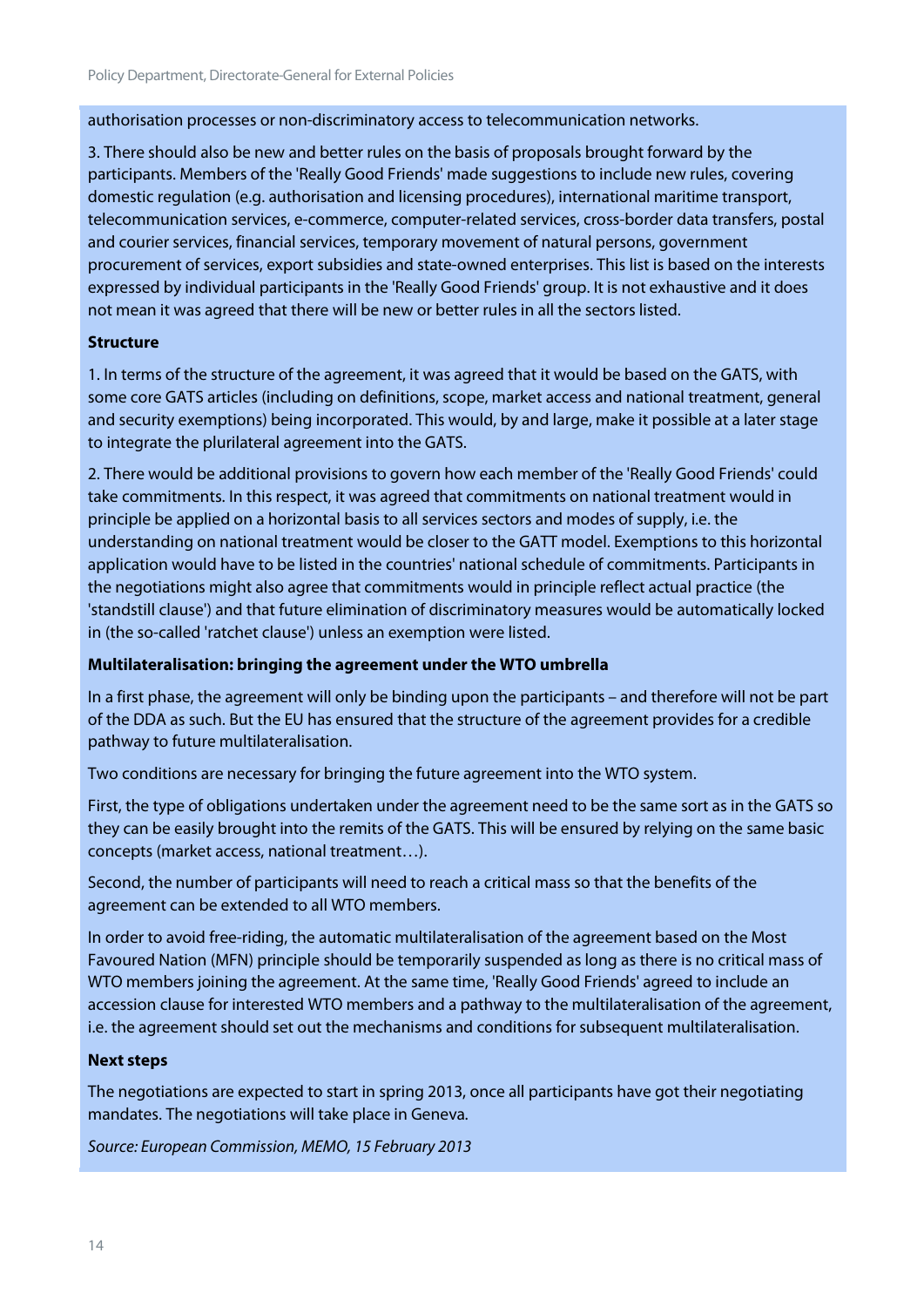authorisation processes or non-discriminatory access to telecommunication networks.

3. There should also be new and better rules on the basis of proposals brought forward by the participants. Members of the 'Really Good Friends' made suggestions to include new rules, covering domestic regulation (e.g. authorisation and licensing procedures), international maritime transport, telecommunication services, e-commerce, computer-related services, cross-border data transfers, postal and courier services, financial services, temporary movement of natural persons, government procurement of services, export subsidies and state-owned enterprises. This list is based on the interests expressed by individual participants in the 'Really Good Friends' group. It is not exhaustive and it does not mean it was agreed that there will be new or better rules in all the sectors listed.

**Structure**

1. In terms of the structure of the agreement, it was agreed that it would be based on the GATS, with some core GATS articles (including on definitions, scope, market access and national treatment, general and security exemptions) being incorporated. This would, by and large, make it possible at a later stage to integrate the plurilateral agreement into the GATS.

2. There would be additional provisions to govern how each member of the 'Really Good Friends' could take commitments. In this respect, it was agreed that commitments on national treatment would in principle be applied on a horizontal basis to all services sectors and modes of supply, i.e. the understanding on national treatment would be closer to the GATT model. Exemptions to this horizontal application would have to be listed in the countries' national schedule of commitments. Participants in the negotiations might also agree that commitments would in principle reflect actual practice (the 'standstill clause') and that future elimination of discriminatory measures would be automatically locked in (the so-called 'ratchet clause') unless an exemption were listed.

**Multilateralisation: bringing the agreement under the WTO umbrella**

In a first phase, the agreement will only be binding upon the participants – and therefore will not be part of the DDA as such. But the EU has ensured that the structure of the agreement provides for a credible pathway to future multilateralisation.

Two conditions are necessary for bringing the future agreement into the WTO system.

First, the type of obligations undertaken under the agreement need to be the same sort as in the GATS so they can be easily brought into the remits of the GATS. This will be ensured by relying on the same basic concepts (market access, national treatment…).

Second, the number of participants will need to reach a critical mass so that the benefits of the agreement can be extended to all WTO members.

In order to avoid free-riding, the automatic multilateralisation of the agreement based on the Most Favoured Nation (MFN) principle should be temporarily suspended as long as there is no critical mass of WTO members joining the agreement. At the same time, 'Really Good Friends' agreed to include an accession clause for interested WTO members and a pathway to the multilateralisation of the agreement, i.e. the agreement should set out the mechanisms and conditions for subsequent multilateralisation.

**Next steps**

The negotiations are expected to start in spring 2013, once all participants have got their negotiating mandates. The negotiations will take place in Geneva.

*Source: European Commission, MEMO, 15 February 2013*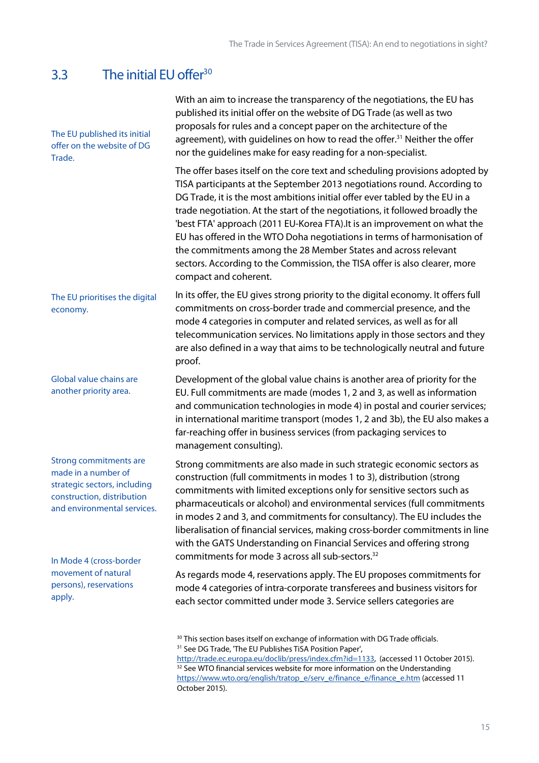## 3.3 The initial EU offer[30]

The EU published its initial offer on the website of DG Trade.

With an aim to increase the transparency of the negotiations, the EU has published its initial offer on the website of DG Trade (as well as two proposals for rules and a concept paper on the architecture of the agreement), with guidelines on how to read the offer.[31] Neither the offer nor the guidelines make for easy reading for a non-specialist.

The offer bases itself on the core text and scheduling provisions adopted by TISA participants at the September 2013 negotiations round. According to DG Trade, it is the most ambitions initial offer ever tabled by the EU in a trade negotiation. At the start of the negotiations, it followed broadly the 'best FTA' approach (2011 EU-Korea FTA).It is an improvement on what the EU has offered in the WTO Doha negotiations in terms of harmonisation of the commitments among the 28 Member States and across relevant sectors. According to the Commission, the TISA offer is also clearer, more compact and coherent.

The EU prioritises the digital economy.

In its offer, the EU gives strong priority to the digital economy. It offers full commitments on cross-border trade and commercial presence, and the mode 4 categories in computer and related services, as well as for all telecommunication services. No limitations apply in those sectors and they are also defined in a way that aims to be technologically neutral and future proof.

Global value chains are another priority area.

Development of the global value chains is another area of priority for the EU. Full commitments are made (modes 1, 2 and 3, as well as information and communication technologies in mode 4) in postal and courier services; in international maritime transport (modes 1, 2 and 3b), the EU also makes a far-reaching offer in business services (from packaging services to management consulting).

Strong commitments are made in a number of strategic sectors, including construction, distribution and environmental services.

Strong commitments are also made in such strategic economic sectors as construction (full commitments in modes 1 to 3), distribution (strong commitments with limited exceptions only for sensitive sectors such as pharmaceuticals or alcohol) and environmental services (full commitments in modes 2 and 3, and commitments for consultancy). The EU includes the liberalisation of financial services, making cross-border commitments in line with the GATS Understanding on Financial Services and offering strong commitments for mode 3 across all sub-sectors.[32]

In Mode 4 (cross-border movement of natural persons), reservations apply.

As regards mode 4, reservations apply. The EU proposes commitments for mode 4 categories of intra-corporate transferees and business visitors for each sector committed under mode 3. Service sellers categories are

---

[30] This section bases itself on exchange of information with DG Trade officials.

[31] See DG Trade, 'The EU Publishes TiSA Position Paper', http://trade.ec.europa.eu/doclib/press/index.cfm?id=1133, (accessed 11 October 2015).

[32] See WTO financial services website for more information on the Understanding https://www.wto.org/english/tratop_e/serv_e/finance_e/finance_e.htm (accessed 11 October 2015).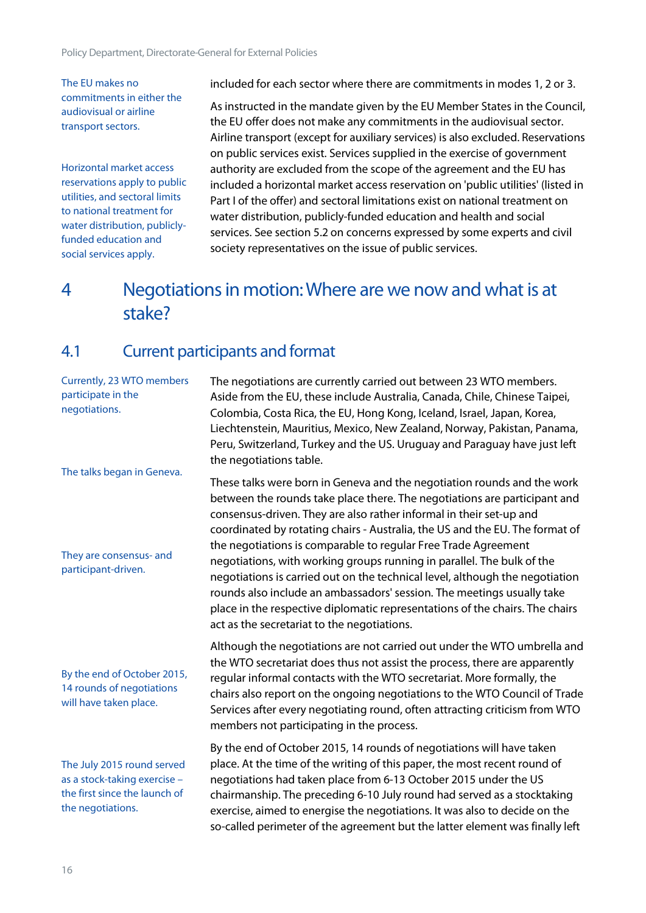The EU makes no commitments in either the audiovisual or airline transport sectors.

included for each sector where there are commitments in modes 1, 2 or 3.

As instructed in the mandate given by the EU Member States in the Council, the EU offer does not make any commitments in the audiovisual sector. Airline transport (except for auxiliary services) is also excluded. Reservations on public services exist. Services supplied in the exercise of government authority are excluded from the scope of the agreement and the EU has included a horizontal market access reservation on 'public utilities' (listed in Part I of the offer) and sectoral limitations exist on national treatment on water distribution, publicly-funded education and health and social services. See section 5.2 on concerns expressed by some experts and civil society representatives on the issue of public services.

Horizontal market access reservations apply to public utilities, and sectoral limits to national treatment for water distribution, publicly-funded education and social services apply.

# 4 Negotiations in motion: Where are we now and what is at stake?

## 4.1 Current participants and format

Currently, 23 WTO members participate in the negotiations.

The negotiations are currently carried out between 23 WTO members. Aside from the EU, these include Australia, Canada, Chile, Chinese Taipei, Colombia, Costa Rica, the EU, Hong Kong, Iceland, Israel, Japan, Korea, Liechtenstein, Mauritius, Mexico, New Zealand, Norway, Pakistan, Panama, Peru, Switzerland, Turkey and the US. Uruguay and Paraguay have just left the negotiations table.

The talks began in Geneva.

These talks were born in Geneva and the negotiation rounds and the work between the rounds take place there. The negotiations are participant and consensus-driven. They are also rather informal in their set-up and coordinated by rotating chairs - Australia, the US and the EU. The format of the negotiations is comparable to regular Free Trade Agreement negotiations, with working groups running in parallel. The bulk of the negotiations is carried out on the technical level, although the negotiation rounds also include an ambassadors' session. The meetings usually take place in the respective diplomatic representations of the chairs. The chairs act as the secretariat to the negotiations.

They are consensus- and participant-driven.

Although the negotiations are not carried out under the WTO umbrella and the WTO secretariat does thus not assist the process, there are apparently regular informal contacts with the WTO secretariat. More formally, the chairs also report on the ongoing negotiations to the WTO Council of Trade Services after every negotiating round, often attracting criticism from WTO members not participating in the process.

By the end of October 2015, 14 rounds of negotiations will have taken place.

By the end of October 2015, 14 rounds of negotiations will have taken place. At the time of the writing of this paper, the most recent round of negotiations had taken place from 6-13 October 2015 under the US chairmanship. The preceding 6-10 July round had served as a stocktaking exercise, aimed to energise the negotiations. It was also to decide on the so-called perimeter of the agreement but the latter element was finally left

The July 2015 round served as a stock-taking exercise – the first since the launch of the negotiations.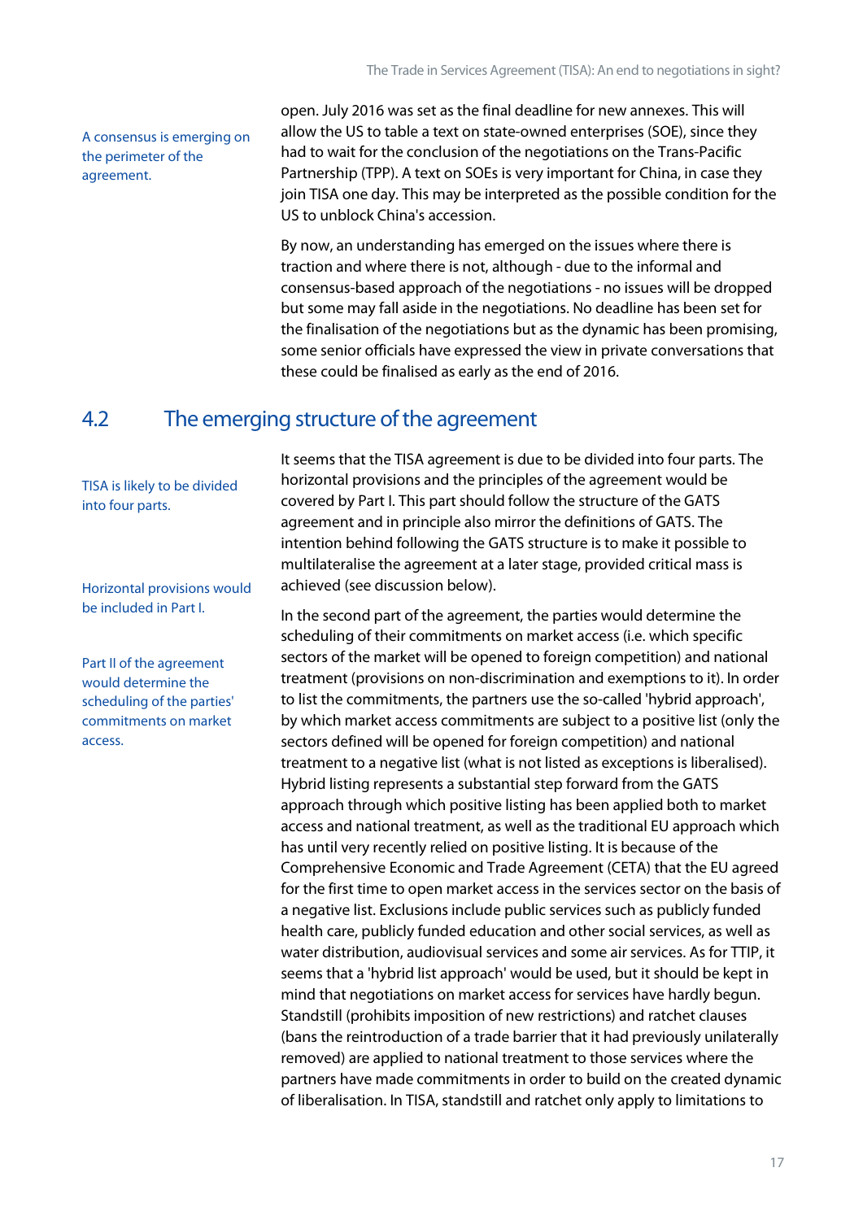open. July 2016 was set as the final deadline for new annexes. This will allow the US to table a text on state-owned enterprises (SOE), since they had to wait for the conclusion of the negotiations on the Trans-Pacific Partnership (TPP). A text on SOEs is very important for China, in case they join TISA one day. This may be interpreted as the possible condition for the US to unblock China's accession.

A consensus is emerging on the perimeter of the agreement.

By now, an understanding has emerged on the issues where there is traction and where there is not, although - due to the informal and consensus-based approach of the negotiations - no issues will be dropped but some may fall aside in the negotiations. No deadline has been set for the finalisation of the negotiations but as the dynamic has been promising, some senior officials have expressed the view in private conversations that these could be finalised as early as the end of 2016.

## 4.2 The emerging structure of the agreement

TISA is likely to be divided into four parts.

It seems that the TISA agreement is due to be divided into four parts. The horizontal provisions and the principles of the agreement would be covered by Part I. This part should follow the structure of the GATS agreement and in principle also mirror the definitions of GATS. The intention behind following the GATS structure is to make it possible to multilateralise the agreement at a later stage, provided critical mass is achieved (see discussion below).

Horizontal provisions would be included in Part I.

Part II of the agreement would determine the scheduling of the parties' commitments on market access.

In the second part of the agreement, the parties would determine the scheduling of their commitments on market access (i.e. which specific sectors of the market will be opened to foreign competition) and national treatment (provisions on non-discrimination and exemptions to it). In order to list the commitments, the partners use the so-called 'hybrid approach', by which market access commitments are subject to a positive list (only the sectors defined will be opened for foreign competition) and national treatment to a negative list (what is not listed as exceptions is liberalised). Hybrid listing represents a substantial step forward from the GATS approach through which positive listing has been applied both to market access and national treatment, as well as the traditional EU approach which has until very recently relied on positive listing. It is because of the Comprehensive Economic and Trade Agreement (CETA) that the EU agreed for the first time to open market access in the services sector on the basis of a negative list. Exclusions include public services such as publicly funded health care, publicly funded education and other social services, as well as water distribution, audiovisual services and some air services. As for TTIP, it seems that a 'hybrid list approach' would be used, but it should be kept in mind that negotiations on market access for services have hardly begun. Standstill (prohibits imposition of new restrictions) and ratchet clauses (bans the reintroduction of a trade barrier that it had previously unilaterally removed) are applied to national treatment to those services where the partners have made commitments in order to build on the created dynamic of liberalisation. In TISA, standstill and ratchet only apply to limitations to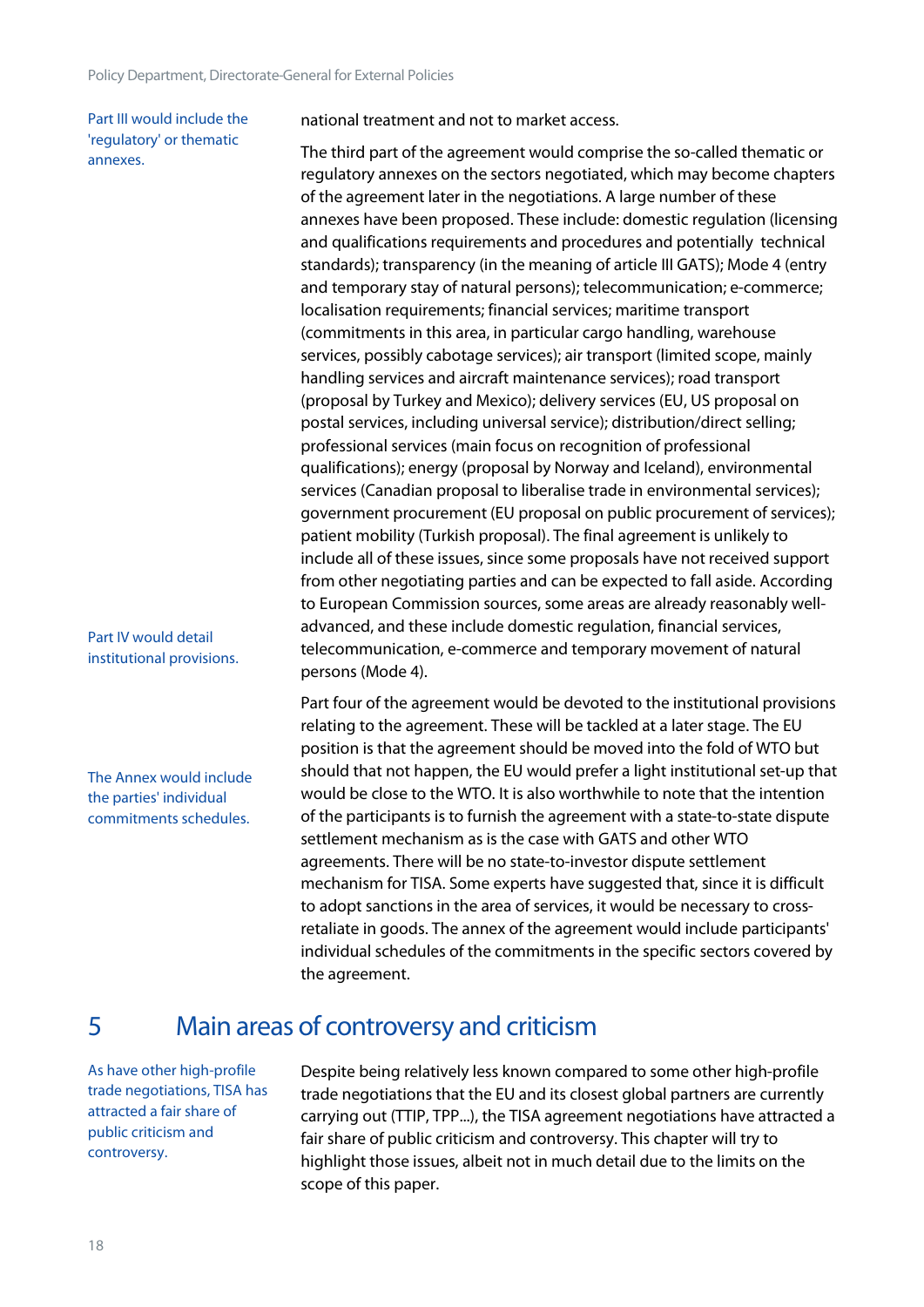Part III would include the 'regulatory' or thematic annexes.

national treatment and not to market access.

The third part of the agreement would comprise the so-called thematic or regulatory annexes on the sectors negotiated, which may become chapters of the agreement later in the negotiations. A large number of these annexes have been proposed. These include: domestic regulation (licensing and qualifications requirements and procedures and potentially technical standards); transparency (in the meaning of article III GATS); Mode 4 (entry and temporary stay of natural persons); telecommunication; e-commerce; localisation requirements; financial services; maritime transport (commitments in this area, in particular cargo handling, warehouse services, possibly cabotage services); air transport (limited scope, mainly handling services and aircraft maintenance services); road transport (proposal by Turkey and Mexico); delivery services (EU, US proposal on postal services, including universal service); distribution/direct selling; professional services (main focus on recognition of professional qualifications); energy (proposal by Norway and Iceland), environmental services (Canadian proposal to liberalise trade in environmental services); government procurement (EU proposal on public procurement of services); patient mobility (Turkish proposal). The final agreement is unlikely to include all of these issues, since some proposals have not received support from other negotiating parties and can be expected to fall aside. According to European Commission sources, some areas are already reasonably well-advanced, and these include domestic regulation, financial services, telecommunication, e-commerce and temporary movement of natural persons (Mode 4).

Part IV would detail institutional provisions.

Part four of the agreement would be devoted to the institutional provisions relating to the agreement. These will be tackled at a later stage. The EU position is that the agreement should be moved into the fold of WTO but should that not happen, the EU would prefer a light institutional set-up that would be close to the WTO. It is also worthwhile to note that the intention of the participants is to furnish the agreement with a state-to-state dispute settlement mechanism as is the case with GATS and other WTO agreements. There will be no state-to-investor dispute settlement mechanism for TISA. Some experts have suggested that, since it is difficult to adopt sanctions in the area of services, it would be necessary to cross-retaliate in goods. The annex of the agreement would include participants' individual schedules of the commitments in the specific sectors covered by the agreement.

The Annex would include the parties' individual commitments schedules.

# 5 Main areas of controversy and criticism

As have other high-profile trade negotiations, TISA has attracted a fair share of public criticism and controversy.

Despite being relatively less known compared to some other high-profile trade negotiations that the EU and its closest global partners are currently carrying out (TTIP, TPP...), the TISA agreement negotiations have attracted a fair share of public criticism and controversy. This chapter will try to highlight those issues, albeit not in much detail due to the limits on the scope of this paper.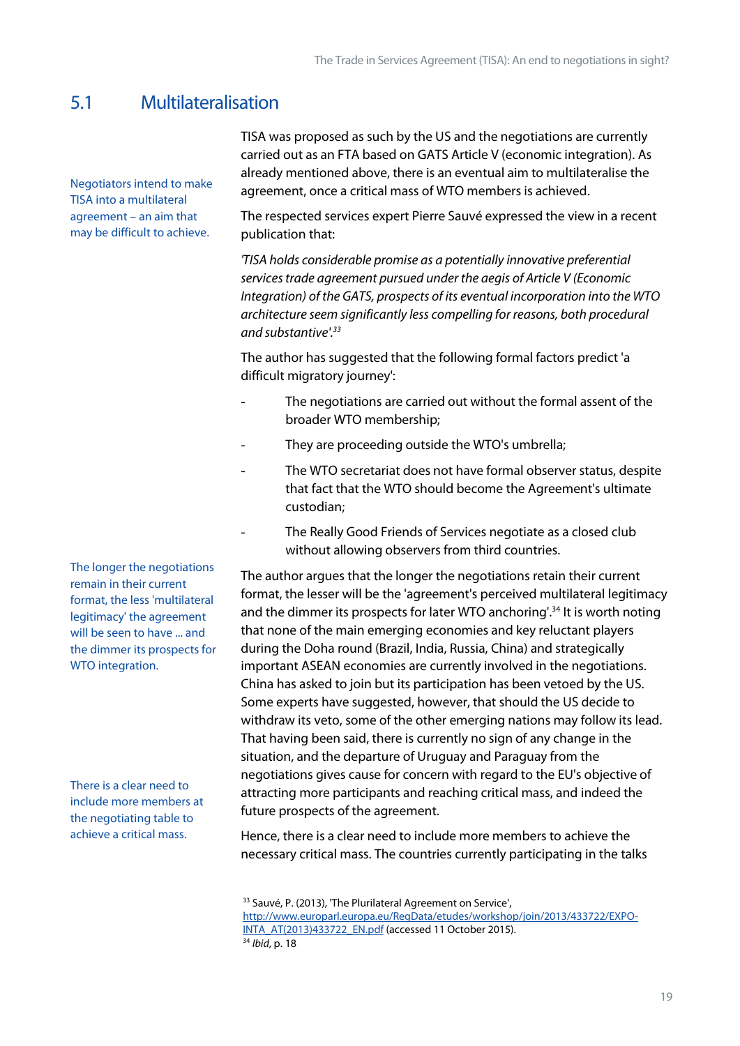## 5.1 Multilateralisation

Negotiators intend to make TISA into a multilateral agreement – an aim that may be difficult to achieve.

TISA was proposed as such by the US and the negotiations are currently carried out as an FTA based on GATS Article V (economic integration). As already mentioned above, there is an eventual aim to multilateralise the agreement, once a critical mass of WTO members is achieved.

The respected services expert Pierre Sauvé expressed the view in a recent publication that:

*'TISA holds considerable promise as a potentially innovative preferential services trade agreement pursued under the aegis of Article V (Economic Integration) of the GATS, prospects of its eventual incorporation into the WTO architecture seem significantly less compelling for reasons, both procedural and substantive'.*[33]

The author has suggested that the following formal factors predict 'a difficult migratory journey':

- The negotiations are carried out without the formal assent of the broader WTO membership;
- They are proceeding outside the WTO's umbrella;
- The WTO secretariat does not have formal observer status, despite that fact that the WTO should become the Agreement's ultimate custodian;
- The Really Good Friends of Services negotiate as a closed club without allowing observers from third countries.

The longer the negotiations remain in their current format, the less 'multilateral legitimacy' the agreement will be seen to have ... and the dimmer its prospects for WTO integration.

The author argues that the longer the negotiations retain their current format, the lesser will be the 'agreement's perceived multilateral legitimacy and the dimmer its prospects for later WTO anchoring'.[34] It is worth noting that none of the main emerging economies and key reluctant players during the Doha round (Brazil, India, Russia, China) and strategically important ASEAN economies are currently involved in the negotiations. China has asked to join but its participation has been vetoed by the US. Some experts have suggested, however, that should the US decide to withdraw its veto, some of the other emerging nations may follow its lead. That having been said, there is currently no sign of any change in the situation, and the departure of Uruguay and Paraguay from the negotiations gives cause for concern with regard to the EU's objective of attracting more participants and reaching critical mass, and indeed the future prospects of the agreement.

There is a clear need to include more members at the negotiating table to achieve a critical mass.

Hence, there is a clear need to include more members to achieve the necessary critical mass. The countries currently participating in the talks

---

[33] Sauvé, P. (2013), 'The Plurilateral Agreement on Service', http://www.europarl.europa.eu/RegData/etudes/workshop/join/2013/433722/EXPO-INTA_AT(2013)433722_EN.pdf (accessed 11 October 2015).

[34] *Ibid*, p. 18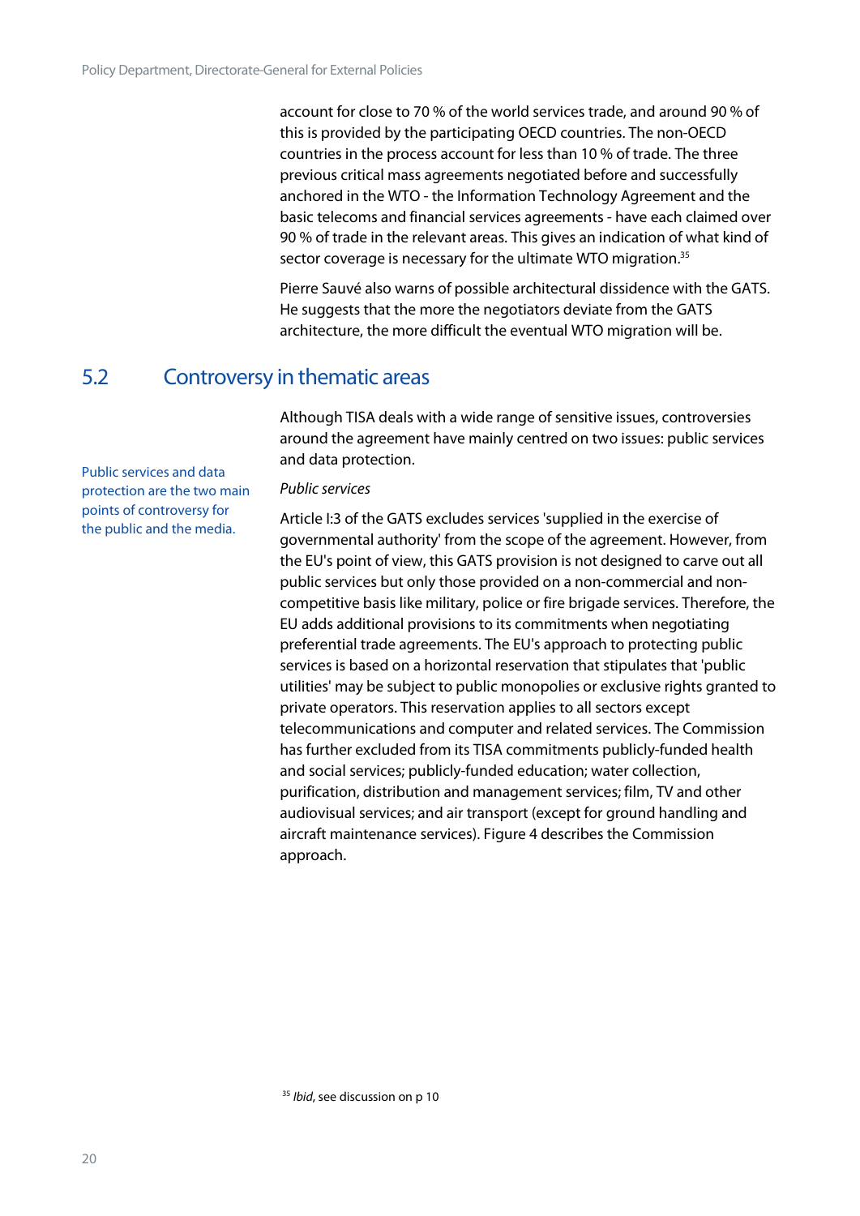account for close to 70 % of the world services trade, and around 90 % of this is provided by the participating OECD countries. The non-OECD countries in the process account for less than 10 % of trade. The three previous critical mass agreements negotiated before and successfully anchored in the WTO - the Information Technology Agreement and the basic telecoms and financial services agreements - have each claimed over 90 % of trade in the relevant areas. This gives an indication of what kind of sector coverage is necessary for the ultimate WTO migration.[35]

Pierre Sauvé also warns of possible architectural dissidence with the GATS. He suggests that the more the negotiators deviate from the GATS architecture, the more difficult the eventual WTO migration will be.

## 5.2 Controversy in thematic areas

Public services and data protection are the two main points of controversy for the public and the media.

Although TISA deals with a wide range of sensitive issues, controversies around the agreement have mainly centred on two issues: public services and data protection.

*Public services*

Article I:3 of the GATS excludes services 'supplied in the exercise of governmental authority' from the scope of the agreement. However, from the EU's point of view, this GATS provision is not designed to carve out all public services but only those provided on a non-commercial and non-competitive basis like military, police or fire brigade services. Therefore, the EU adds additional provisions to its commitments when negotiating preferential trade agreements. The EU's approach to protecting public services is based on a horizontal reservation that stipulates that 'public utilities' may be subject to public monopolies or exclusive rights granted to private operators. This reservation applies to all sectors except telecommunications and computer and related services. The Commission has further excluded from its TISA commitments publicly-funded health and social services; publicly-funded education; water collection, purification, distribution and management services; film, TV and other audiovisual services; and air transport (except for ground handling and aircraft maintenance services). Figure 4 describes the Commission approach.

[35] *Ibid*, see discussion on p 10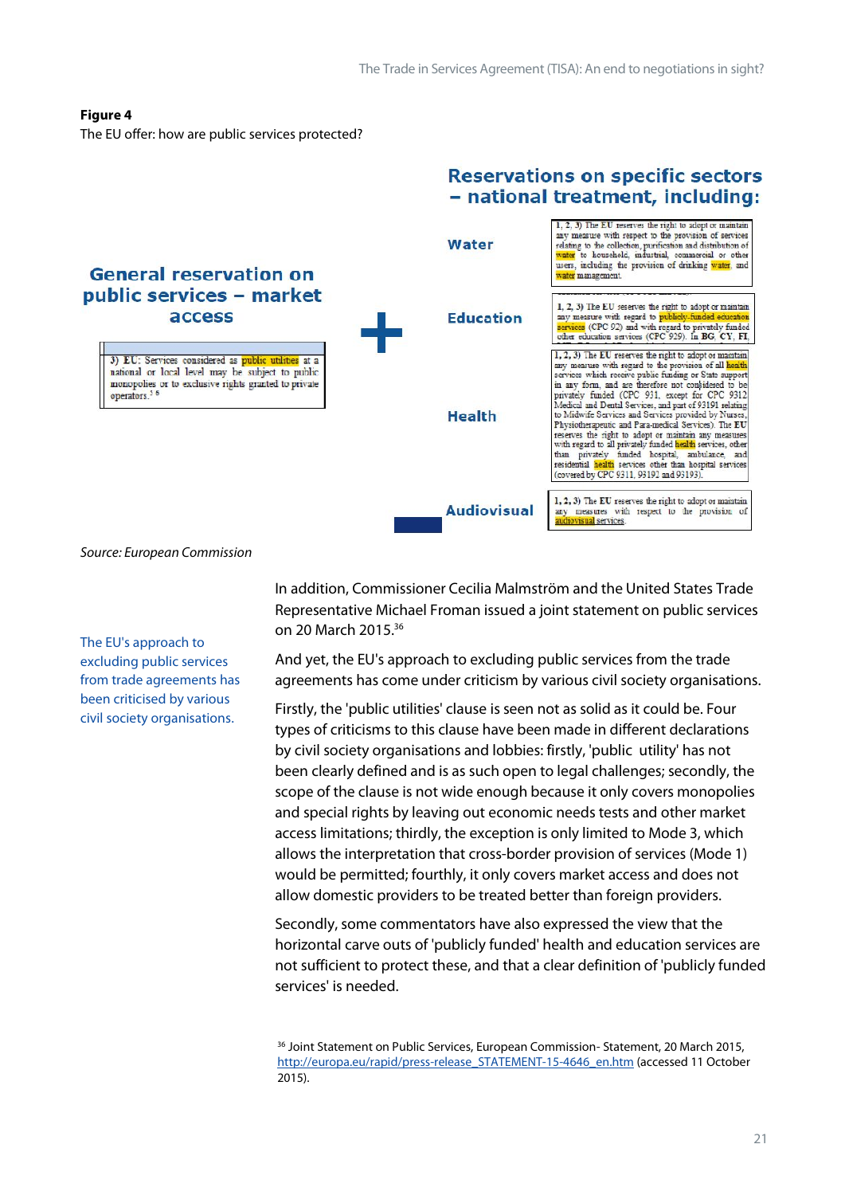**Figure 4**

The EU offer: how are public services protected?

**General reservation on public services – market access**

> 3) EU: Services considered as public utilities at a national or local level may be subject to public monopolies or to exclusive rights granted to private operators.[5 6]

**+**

**Reservations on specific sectors – national treatment, including:**

**Water**

> 1, 2, 3) The EU reserves the right to adopt or maintain any measure with respect to the provision of services relating to the collection, purification and distribution of water to household, industrial, commercial or other users, including the provision of drinking water, and water management.

**Education**

> 1, 2, 3) The EU reserves the right to adopt or maintain any measure with regard to publicly-funded education services (CPC 92) and with regard to privately funded other education services (CPC 929). In BG, CY, FI,

**Health**

> 1, 2, 3) The EU reserves the right to adopt or maintain any measure with regard to the provision of all health services which receive public funding or State support in any form, and are therefore not considered to be privately funded (CPC 931, except for CPC 9312 Medical and Dental Services, and part of 93191 relating to Midwife Services and Services provided by Nurses, Physiotherapeutic and Para-medical Services). The EU reserves the right to adopt or maintain any measures with regard to all privately funded health services, other than privately funded hospital, ambulance, and residential health services other than hospital services (covered by CPC 9311, 93192 and 93193).

**Audiovisual**

> 1, 2, 3) The EU reserves the right to adopt or maintain any measures with respect to the provision of audiovisual services.

*Source: European Commission*

In addition, Commissioner Cecilia Malmström and the United States Trade Representative Michael Froman issued a joint statement on public services on 20 March 2015.[36]

The EU's approach to excluding public services from trade agreements has been criticised by various civil society organisations.

And yet, the EU's approach to excluding public services from the trade agreements has come under criticism by various civil society organisations.

Firstly, the 'public utilities' clause is seen not as solid as it could be. Four types of criticisms to this clause have been made in different declarations by civil society organisations and lobbies: firstly, 'public utility' has not been clearly defined and is as such open to legal challenges; secondly, the scope of the clause is not wide enough because it only covers monopolies and special rights by leaving out economic needs tests and other market access limitations; thirdly, the exception is only limited to Mode 3, which allows the interpretation that cross-border provision of services (Mode 1) would be permitted; fourthly, it only covers market access and does not allow domestic providers to be treated better than foreign providers.

Secondly, some commentators have also expressed the view that the horizontal carve outs of 'publicly funded' health and education services are not sufficient to protect these, and that a clear definition of 'publicly funded services' is needed.

[36] Joint Statement on Public Services, European Commission- Statement, 20 March 2015, http://europa.eu/rapid/press-release_STATEMENT-15-4646_en.htm (accessed 11 October 2015).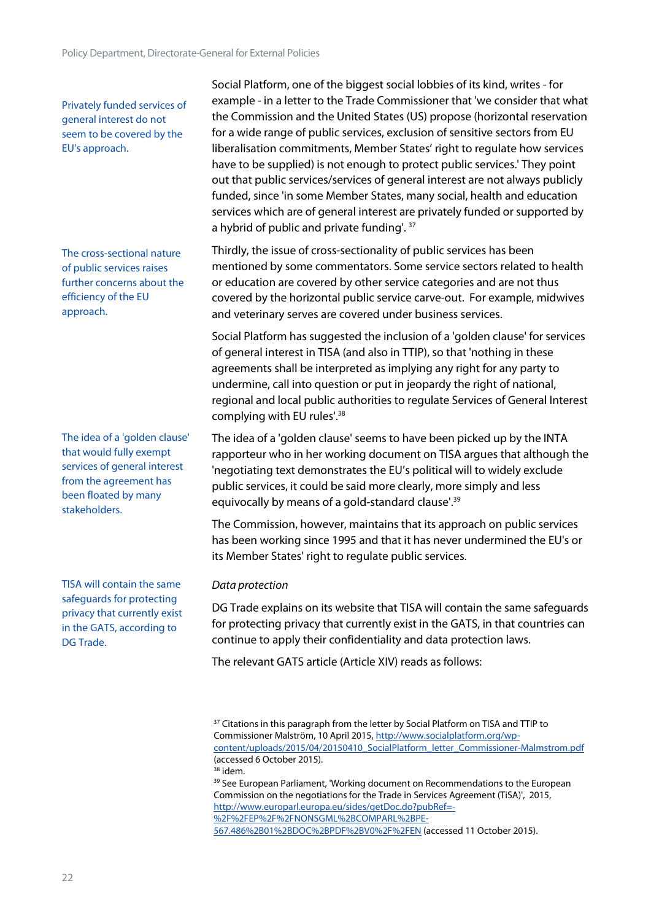Privately funded services of general interest do not seem to be covered by the EU's approach.

Social Platform, one of the biggest social lobbies of its kind, writes - for example - in a letter to the Trade Commissioner that 'we consider that what the Commission and the United States (US) propose (horizontal reservation for a wide range of public services, exclusion of sensitive sectors from EU liberalisation commitments, Member States' right to regulate how services have to be supplied) is not enough to protect public services.' They point out that public services/services of general interest are not always publicly funded, since 'in some Member States, many social, health and education services which are of general interest are privately funded or supported by a hybrid of public and private funding'. [37]

The cross-sectional nature of public services raises further concerns about the efficiency of the EU approach.

Thirdly, the issue of cross-sectionality of public services has been mentioned by some commentators. Some service sectors related to health or education are covered by other service categories and are not thus covered by the horizontal public service carve-out. For example, midwives and veterinary serves are covered under business services.

Social Platform has suggested the inclusion of a 'golden clause' for services of general interest in TISA (and also in TTIP), so that 'nothing in these agreements shall be interpreted as implying any right for any party to undermine, call into question or put in jeopardy the right of national, regional and local public authorities to regulate Services of General Interest complying with EU rules'.[38]

The idea of a 'golden clause' that would fully exempt services of general interest from the agreement has been floated by many stakeholders.

The idea of a 'golden clause' seems to have been picked up by the INTA rapporteur who in her working document on TISA argues that although the 'negotiating text demonstrates the EU's political will to widely exclude public services, it could be said more clearly, more simply and less equivocally by means of a gold-standard clause'.[39]

The Commission, however, maintains that its approach on public services has been working since 1995 and that it has never undermined the EU's or its Member States' right to regulate public services.

*Data protection*

TISA will contain the same safeguards for protecting privacy that currently exist in the GATS, according to DG Trade.

DG Trade explains on its website that TISA will contain the same safeguards for protecting privacy that currently exist in the GATS, in that countries can continue to apply their confidentiality and data protection laws.

The relevant GATS article (Article XIV) reads as follows:

[37] Citations in this paragraph from the letter by Social Platform on TISA and TTIP to Commissioner Malström, 10 April 2015, http://www.socialplatform.org/wp-content/uploads/2015/04/20150410_SocialPlatform_letter_Commissioner-Malmstrom.pdf (accessed 6 October 2015).

[38] idem.

[39] See European Parliament, 'Working document on Recommendations to the European Commission on the negotiations for the Trade in Services Agreement (TiSA)', 2015, http://www.europarl.europa.eu/sides/getDoc.do?pubRef=-%2F%2FEP%2F%2FNONSGML%2BCOMPARL%2BPE-567.486%2B01%2BDOC%2BPDF%2BV0%2F%2FEN (accessed 11 October 2015).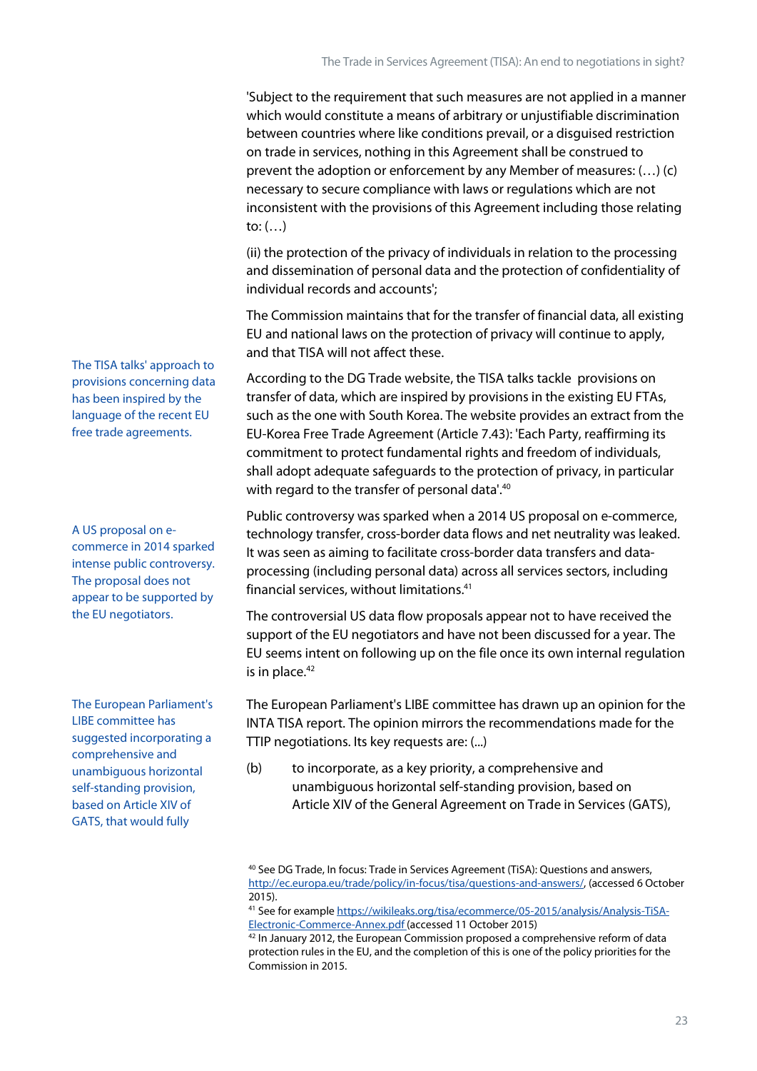'Subject to the requirement that such measures are not applied in a manner which would constitute a means of arbitrary or unjustifiable discrimination between countries where like conditions prevail, or a disguised restriction on trade in services, nothing in this Agreement shall be construed to prevent the adoption or enforcement by any Member of measures: (…) (c) necessary to secure compliance with laws or regulations which are not inconsistent with the provisions of this Agreement including those relating to: (…)

(ii) the protection of the privacy of individuals in relation to the processing and dissemination of personal data and the protection of confidentiality of individual records and accounts';

The Commission maintains that for the transfer of financial data, all existing EU and national laws on the protection of privacy will continue to apply, and that TISA will not affect these.

The TISA talks' approach to provisions concerning data has been inspired by the language of the recent EU free trade agreements.

According to the DG Trade website, the TISA talks tackle provisions on transfer of data, which are inspired by provisions in the existing EU FTAs, such as the one with South Korea. The website provides an extract from the EU-Korea Free Trade Agreement (Article 7.43): 'Each Party, reaffirming its commitment to protect fundamental rights and freedom of individuals, shall adopt adequate safeguards to the protection of privacy, in particular with regard to the transfer of personal data'.[40]

A US proposal on e-commerce in 2014 sparked intense public controversy. The proposal does not appear to be supported by the EU negotiators.

Public controversy was sparked when a 2014 US proposal on e-commerce, technology transfer, cross-border data flows and net neutrality was leaked. It was seen as aiming to facilitate cross-border data transfers and data-processing (including personal data) across all services sectors, including financial services, without limitations.[41]

The controversial US data flow proposals appear not to have received the support of the EU negotiators and have not been discussed for a year. The EU seems intent on following up on the file once its own internal regulation is in place.[42]

The European Parliament's LIBE committee has suggested incorporating a comprehensive and unambiguous horizontal self-standing provision, based on Article XIV of GATS, that would fully

The European Parliament's LIBE committee has drawn up an opinion for the INTA TISA report. The opinion mirrors the recommendations made for the TTIP negotiations. Its key requests are: (...)

(b) to incorporate, as a key priority, a comprehensive and unambiguous horizontal self-standing provision, based on Article XIV of the General Agreement on Trade in Services (GATS),

---

[40] See DG Trade, In focus: Trade in Services Agreement (TiSA): Questions and answers, http://ec.europa.eu/trade/policy/in-focus/tisa/questions-and-answers/, (accessed 6 October 2015).

[41] See for example https://wikileaks.org/tisa/ecommerce/05-2015/analysis/Analysis-TiSA-Electronic-Commerce-Annex.pdf (accessed 11 October 2015)

[42] In January 2012, the European Commission proposed a comprehensive reform of data protection rules in the EU, and the completion of this is one of the policy priorities for the Commission in 2015.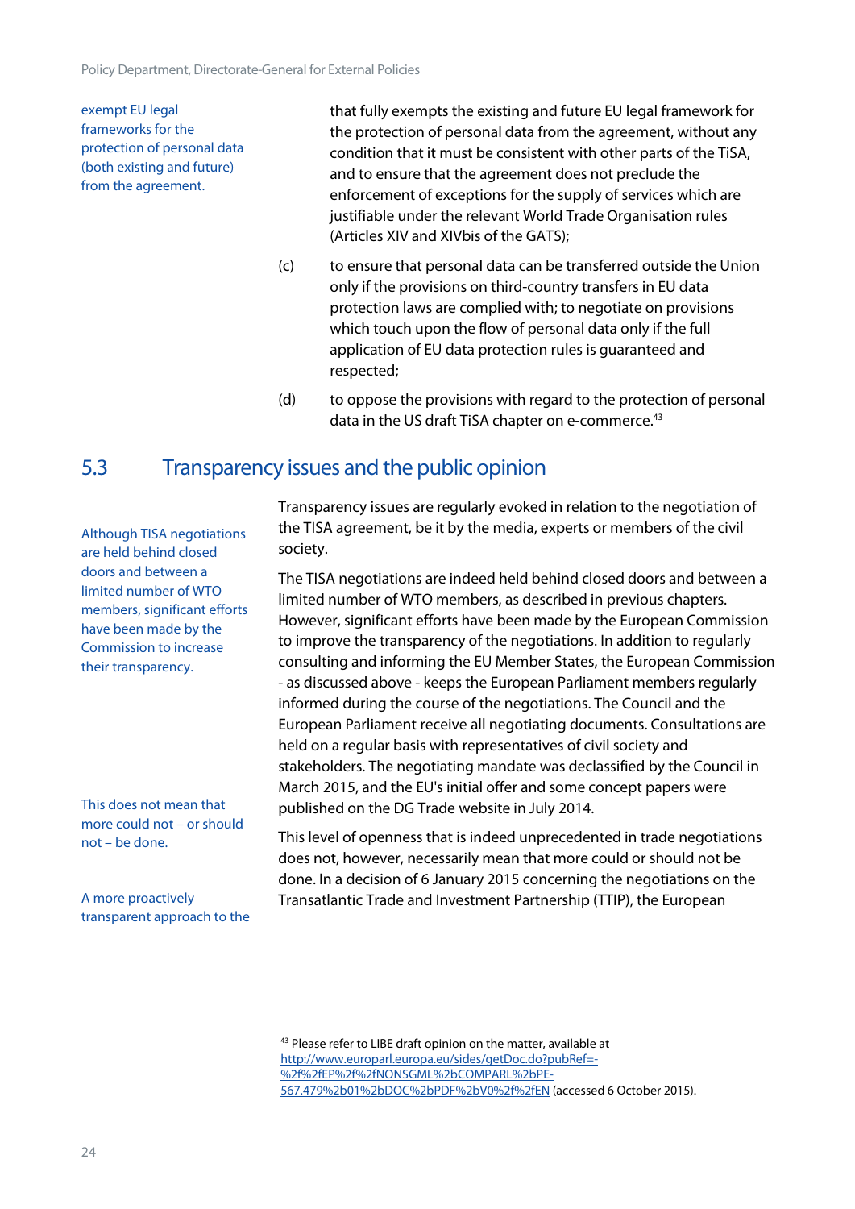exempt EU legal frameworks for the protection of personal data (both existing and future) from the agreement.

that fully exempts the existing and future EU legal framework for the protection of personal data from the agreement, without any condition that it must be consistent with other parts of the TiSA, and to ensure that the agreement does not preclude the enforcement of exceptions for the supply of services which are justifiable under the relevant World Trade Organisation rules (Articles XIV and XIVbis of the GATS);

(c) to ensure that personal data can be transferred outside the Union only if the provisions on third-country transfers in EU data protection laws are complied with; to negotiate on provisions which touch upon the flow of personal data only if the full application of EU data protection rules is guaranteed and respected;

(d) to oppose the provisions with regard to the protection of personal data in the US draft TiSA chapter on e-commerce.[43]

## 5.3 Transparency issues and the public opinion

Although TISA negotiations are held behind closed doors and between a limited number of WTO members, significant efforts have been made by the Commission to increase their transparency.

Transparency issues are regularly evoked in relation to the negotiation of the TISA agreement, be it by the media, experts or members of the civil society.

The TISA negotiations are indeed held behind closed doors and between a limited number of WTO members, as described in previous chapters. However, significant efforts have been made by the European Commission to improve the transparency of the negotiations. In addition to regularly consulting and informing the EU Member States, the European Commission - as discussed above - keeps the European Parliament members regularly informed during the course of the negotiations. The Council and the European Parliament receive all negotiating documents. Consultations are held on a regular basis with representatives of civil society and stakeholders. The negotiating mandate was declassified by the Council in March 2015, and the EU's initial offer and some concept papers were published on the DG Trade website in July 2014.

This does not mean that more could not – or should not – be done.

This level of openness that is indeed unprecedented in trade negotiations does not, however, necessarily mean that more could or should not be done. In a decision of 6 January 2015 concerning the negotiations on the Transatlantic Trade and Investment Partnership (TTIP), the European

A more proactively transparent approach to the

[43] Please refer to LIBE draft opinion on the matter, available at http://www.europarl.europa.eu/sides/getDoc.do?pubRef=-%2f%2fEP%2f%2fNONSGML%2bCOMPARL%2bPE-567.479%2b01%2bDOC%2bPDF%2bV0%2f%2fEN (accessed 6 October 2015).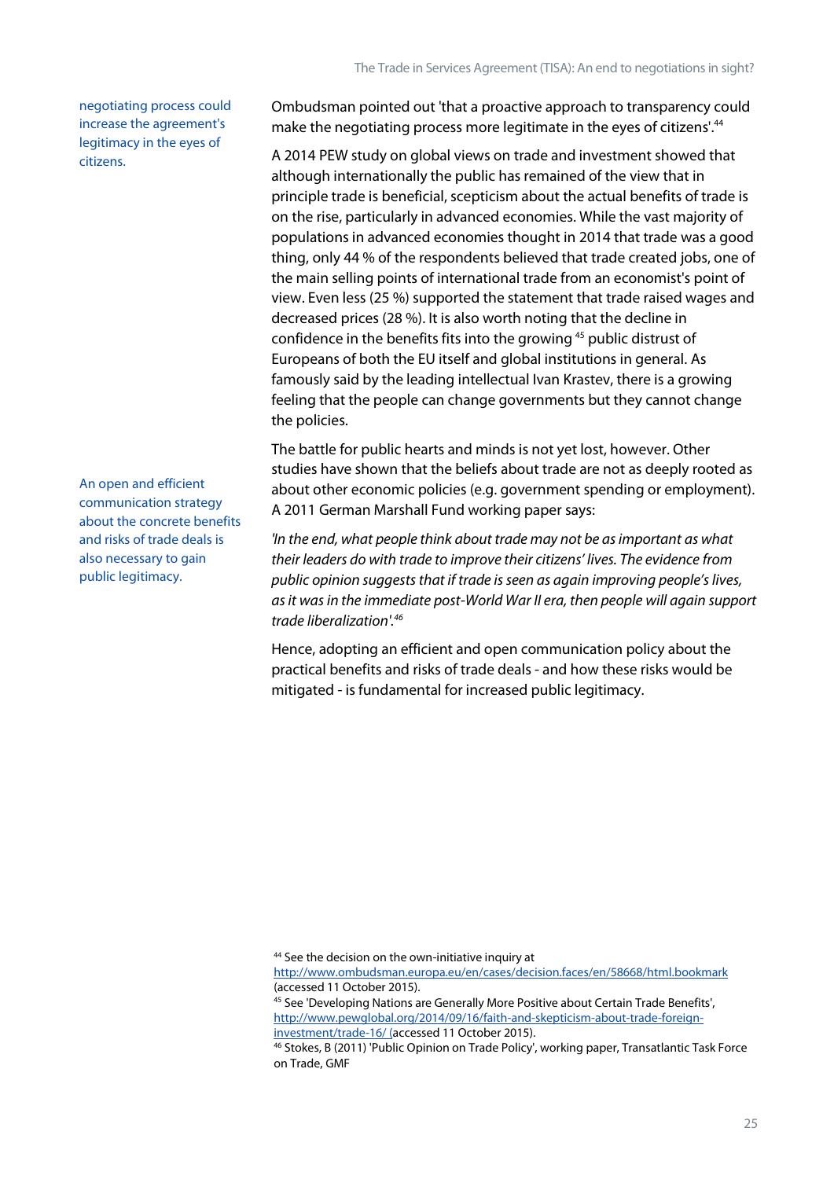negotiating process could increase the agreement's legitimacy in the eyes of citizens.

Ombudsman pointed out 'that a proactive approach to transparency could make the negotiating process more legitimate in the eyes of citizens'.[44]

A 2014 PEW study on global views on trade and investment showed that although internationally the public has remained of the view that in principle trade is beneficial, scepticism about the actual benefits of trade is on the rise, particularly in advanced economies. While the vast majority of populations in advanced economies thought in 2014 that trade was a good thing, only 44 % of the respondents believed that trade created jobs, one of the main selling points of international trade from an economist's point of view. Even less (25 %) supported the statement that trade raised wages and decreased prices (28 %). It is also worth noting that the decline in confidence in the benefits fits into the growing [45] public distrust of Europeans of both the EU itself and global institutions in general. As famously said by the leading intellectual Ivan Krastev, there is a growing feeling that the people can change governments but they cannot change the policies.

An open and efficient communication strategy about the concrete benefits and risks of trade deals is also necessary to gain public legitimacy.

The battle for public hearts and minds is not yet lost, however. Other studies have shown that the beliefs about trade are not as deeply rooted as about other economic policies (e.g. government spending or employment). A 2011 German Marshall Fund working paper says:

*'In the end, what people think about trade may not be as important as what their leaders do with trade to improve their citizens' lives. The evidence from public opinion suggests that if trade is seen as again improving people's lives, as it was in the immediate post-World War II era, then people will again support trade liberalization'.*[46]

Hence, adopting an efficient and open communication policy about the practical benefits and risks of trade deals - and how these risks would be mitigated - is fundamental for increased public legitimacy.

[44] See the decision on the own-initiative inquiry at http://www.ombudsman.europa.eu/en/cases/decision.faces/en/58668/html.bookmark (accessed 11 October 2015).

[45] See 'Developing Nations are Generally More Positive about Certain Trade Benefits', http://www.pewglobal.org/2014/09/16/faith-and-skepticism-about-trade-foreign-investment/trade-16/ (accessed 11 October 2015).

[46] Stokes, B (2011) 'Public Opinion on Trade Policy', working paper, Transatlantic Task Force on Trade, GMF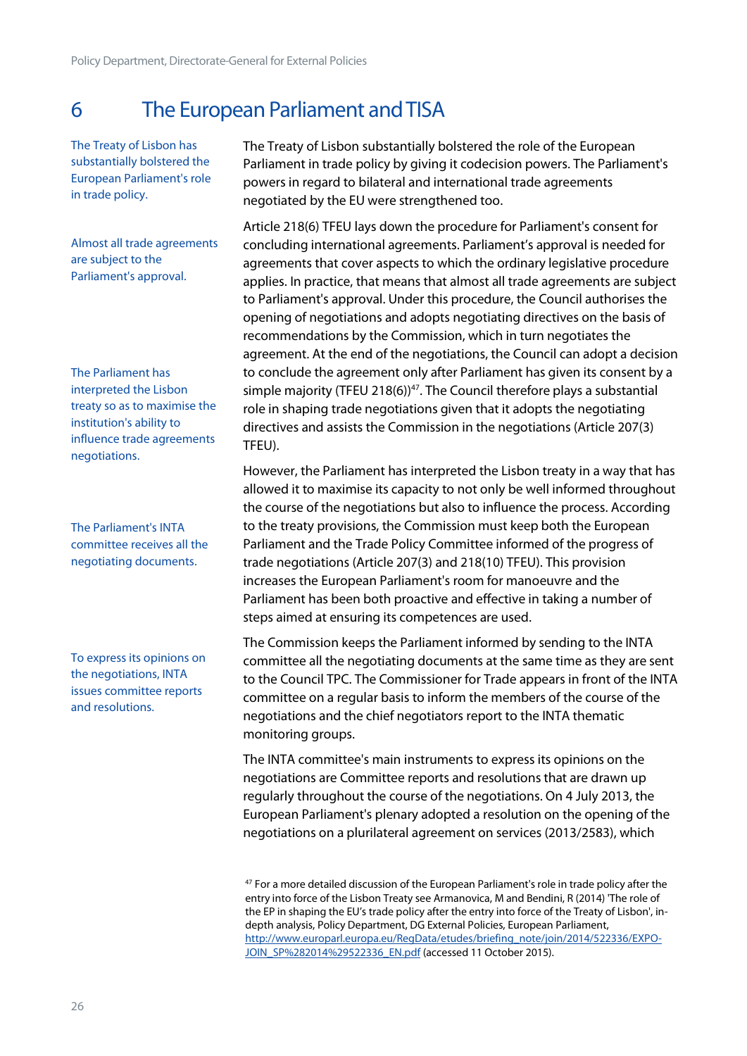# 6 The European Parliament and TISA

The Treaty of Lisbon has substantially bolstered the European Parliament's role in trade policy.

The Treaty of Lisbon substantially bolstered the role of the European Parliament in trade policy by giving it codecision powers. The Parliament's powers in regard to bilateral and international trade agreements negotiated by the EU were strengthened too.

Almost all trade agreements are subject to the Parliament's approval.

Article 218(6) TFEU lays down the procedure for Parliament's consent for concluding international agreements. Parliament's approval is needed for agreements that cover aspects to which the ordinary legislative procedure applies. In practice, that means that almost all trade agreements are subject to Parliament's approval. Under this procedure, the Council authorises the opening of negotiations and adopts negotiating directives on the basis of recommendations by the Commission, which in turn negotiates the agreement. At the end of the negotiations, the Council can adopt a decision to conclude the agreement only after Parliament has given its consent by a simple majority (TFEU 218(6))[47]. The Council therefore plays a substantial role in shaping trade negotiations given that it adopts the negotiating directives and assists the Commission in the negotiations (Article 207(3) TFEU).

The Parliament has interpreted the Lisbon treaty so as to maximise the institution's ability to influence trade agreements negotiations.

However, the Parliament has interpreted the Lisbon treaty in a way that has allowed it to maximise its capacity to not only be well informed throughout the course of the negotiations but also to influence the process. According to the treaty provisions, the Commission must keep both the European Parliament and the Trade Policy Committee informed of the progress of trade negotiations (Article 207(3) and 218(10) TFEU). This provision increases the European Parliament's room for manoeuvre and the Parliament has been both proactive and effective in taking a number of steps aimed at ensuring its competences are used.

The Parliament's INTA committee receives all the negotiating documents.

The Commission keeps the Parliament informed by sending to the INTA committee all the negotiating documents at the same time as they are sent to the Council TPC. The Commissioner for Trade appears in front of the INTA committee on a regular basis to inform the members of the course of the negotiations and the chief negotiators report to the INTA thematic monitoring groups.

To express its opinions on the negotiations, INTA issues committee reports and resolutions.

The INTA committee's main instruments to express its opinions on the negotiations are Committee reports and resolutions that are drawn up regularly throughout the course of the negotiations. On 4 July 2013, the European Parliament's plenary adopted a resolution on the opening of the negotiations on a plurilateral agreement on services (2013/2583), which

[47] For a more detailed discussion of the European Parliament's role in trade policy after the entry into force of the Lisbon Treaty see Armanovica, M and Bendini, R (2014) 'The role of the EP in shaping the EU's trade policy after the entry into force of the Treaty of Lisbon', in-depth analysis, Policy Department, DG External Policies, European Parliament, http://www.europarl.europa.eu/RegData/etudes/briefing_note/join/2014/522336/EXPO-JOIN_SP%282014%29522336_EN.pdf (accessed 11 October 2015).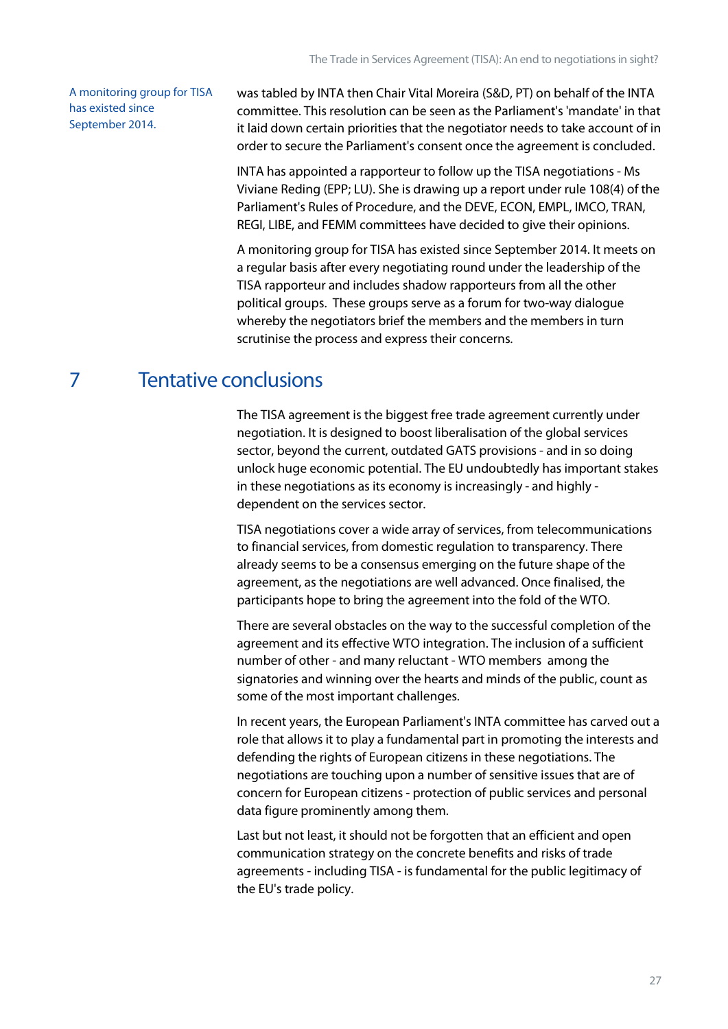was tabled by INTA then Chair Vital Moreira (S&D, PT) on behalf of the INTA committee. This resolution can be seen as the Parliament's 'mandate' in that it laid down certain priorities that the negotiator needs to take account of in order to secure the Parliament's consent once the agreement is concluded.

INTA has appointed a rapporteur to follow up the TISA negotiations - Ms Viviane Reding (EPP; LU). She is drawing up a report under rule 108(4) of the Parliament's Rules of Procedure, and the DEVE, ECON, EMPL, IMCO, TRAN, REGI, LIBE, and FEMM committees have decided to give their opinions.

A monitoring group for TISA has existed since September 2014.

A monitoring group for TISA has existed since September 2014. It meets on a regular basis after every negotiating round under the leadership of the TISA rapporteur and includes shadow rapporteurs from all the other political groups. These groups serve as a forum for two-way dialogue whereby the negotiators brief the members and the members in turn scrutinise the process and express their concerns.

# 7 Tentative conclusions

The TISA agreement is the biggest free trade agreement currently under negotiation. It is designed to boost liberalisation of the global services sector, beyond the current, outdated GATS provisions - and in so doing unlock huge economic potential. The EU undoubtedly has important stakes in these negotiations as its economy is increasingly - and highly - dependent on the services sector.

TISA negotiations cover a wide array of services, from telecommunications to financial services, from domestic regulation to transparency. There already seems to be a consensus emerging on the future shape of the agreement, as the negotiations are well advanced. Once finalised, the participants hope to bring the agreement into the fold of the WTO.

There are several obstacles on the way to the successful completion of the agreement and its effective WTO integration. The inclusion of a sufficient number of other - and many reluctant - WTO members among the signatories and winning over the hearts and minds of the public, count as some of the most important challenges.

In recent years, the European Parliament's INTA committee has carved out a role that allows it to play a fundamental part in promoting the interests and defending the rights of European citizens in these negotiations. The negotiations are touching upon a number of sensitive issues that are of concern for European citizens - protection of public services and personal data figure prominently among them.

Last but not least, it should not be forgotten that an efficient and open communication strategy on the concrete benefits and risks of trade agreements - including TISA - is fundamental for the public legitimacy of the EU's trade policy.